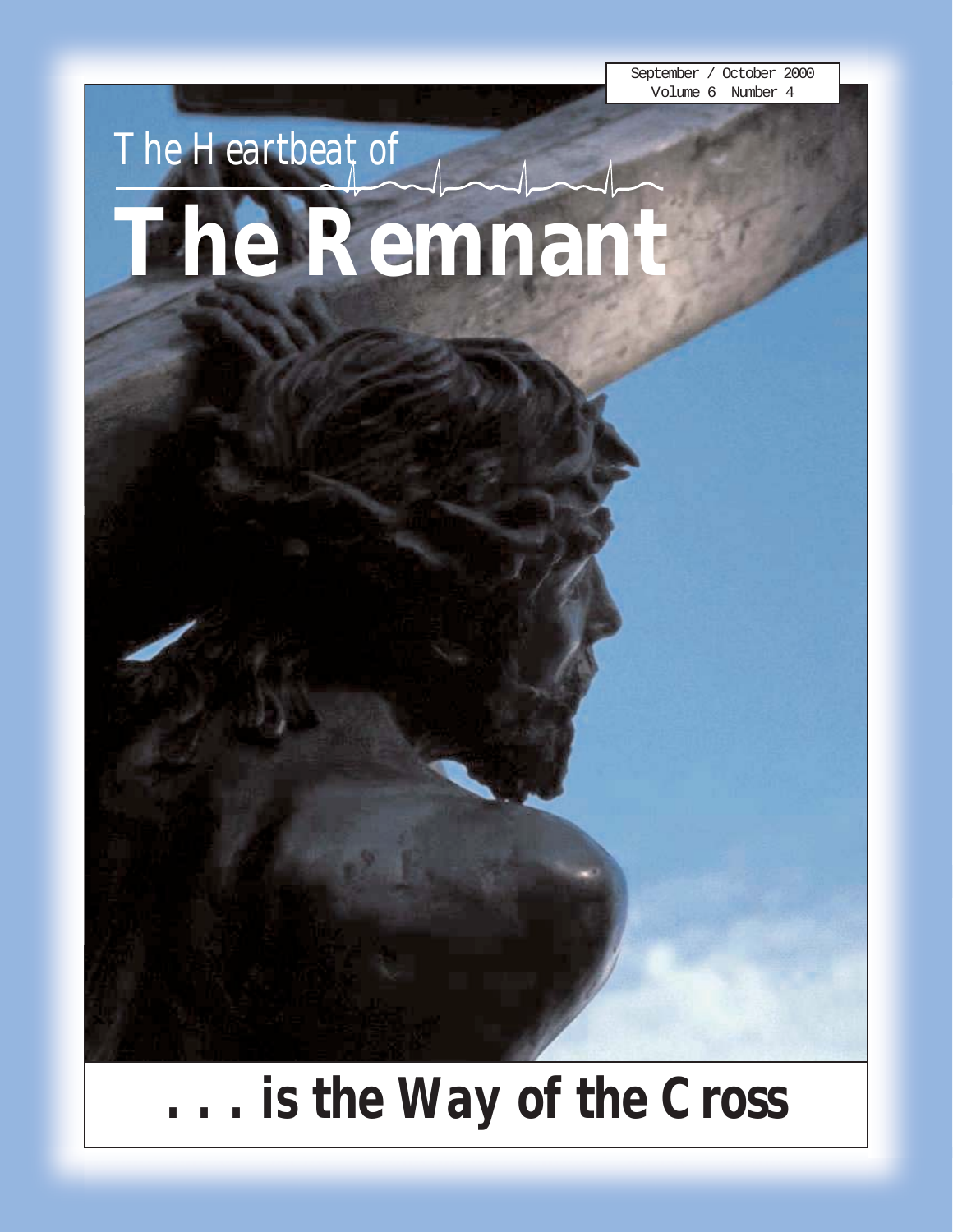September / October 2000
Volume 6 Number 4

The Heartbeat of

# The Remnant

## . . . is the Way of the Cross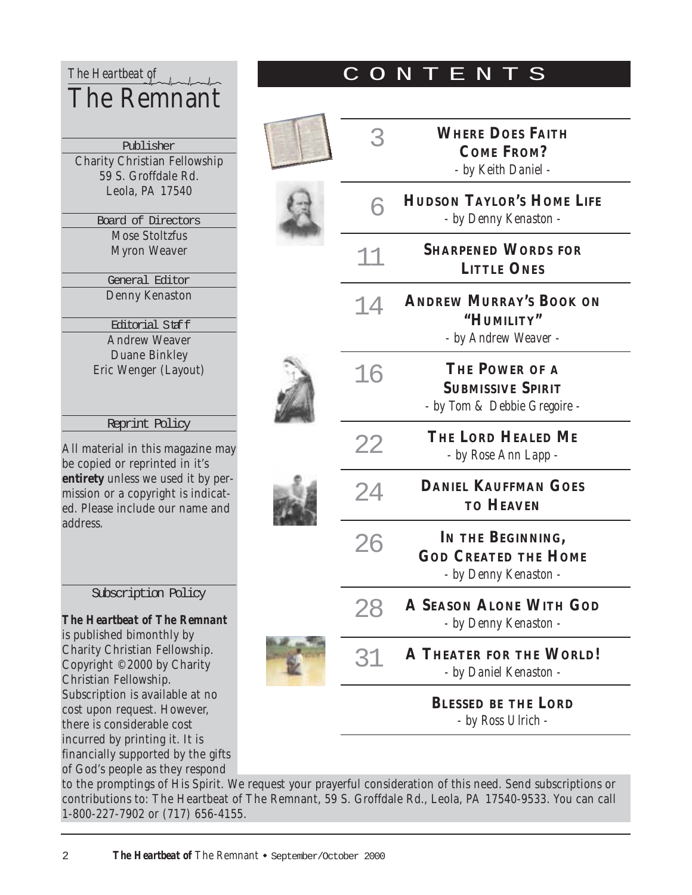*The Heartbeat of*

# The Remnant

**Publisher**

Charity Christian Fellowship
59 S. Groffdale Rd.
Leola, PA 17540

**Board of Directors**

Mose Stoltzfus
Myron Weaver

**General Editor**

Denny Kenaston

**Editorial Staff**

Andrew Weaver
Duane Binkley
Eric Wenger (Layout)

**Reprint Policy**

All material in this magazine may be copied or reprinted in it's **entirety** unless we used it by permission or a copyright is indicated. Please include our name and address.

**Subscription Policy**

***The Heartbeat of The Remnant*** is published bimonthly by Charity Christian Fellowship. Copyright ©2000 by Charity Christian Fellowship. Subscription is available at no cost upon request. However, there is considerable cost incurred by printing it. It is financially supported by the gifts of God's people as they respond to the promptings of His Spirit. We request your prayerful consideration of this need. Send subscriptions or contributions to: The Heartbeat of The Remnant, 59 S. Groffdale Rd., Leola, PA 17540-9533. You can call 1-800-227-7902 or (717) 656-4155.

# CONTENTS

| Page | Title |
|---|---|
| 3 | **WHERE DOES FAITH COME FROM?** - by Keith Daniel - |
| 6 | **HUDSON TAYLOR'S HOME LIFE** - by Denny Kenaston - |
| 11 | **SHARPENED WORDS FOR LITTLE ONES** |
| 14 | **ANDREW MURRAY'S BOOK ON "HUMILITY"** - by Andrew Weaver - |
| 16 | **THE POWER OF A SUBMISSIVE SPIRIT** - by Tom & Debbie Gregoire - |
| 22 | **THE LORD HEALED ME** - by Rose Ann Lapp - |
| 24 | **DANIEL KAUFFMAN GOES TO HEAVEN** |
| 26 | **IN THE BEGINNING, GOD CREATED THE HOME** - by Denny Kenaston - |
| 28 | **A SEASON ALONE WITH GOD** - by Denny Kenaston - |
| 31 | **A THEATER FOR THE WORLD!** - by Daniel Kenaston - |
| | **BLESSED BE THE LORD** - by Ross Ulrich - |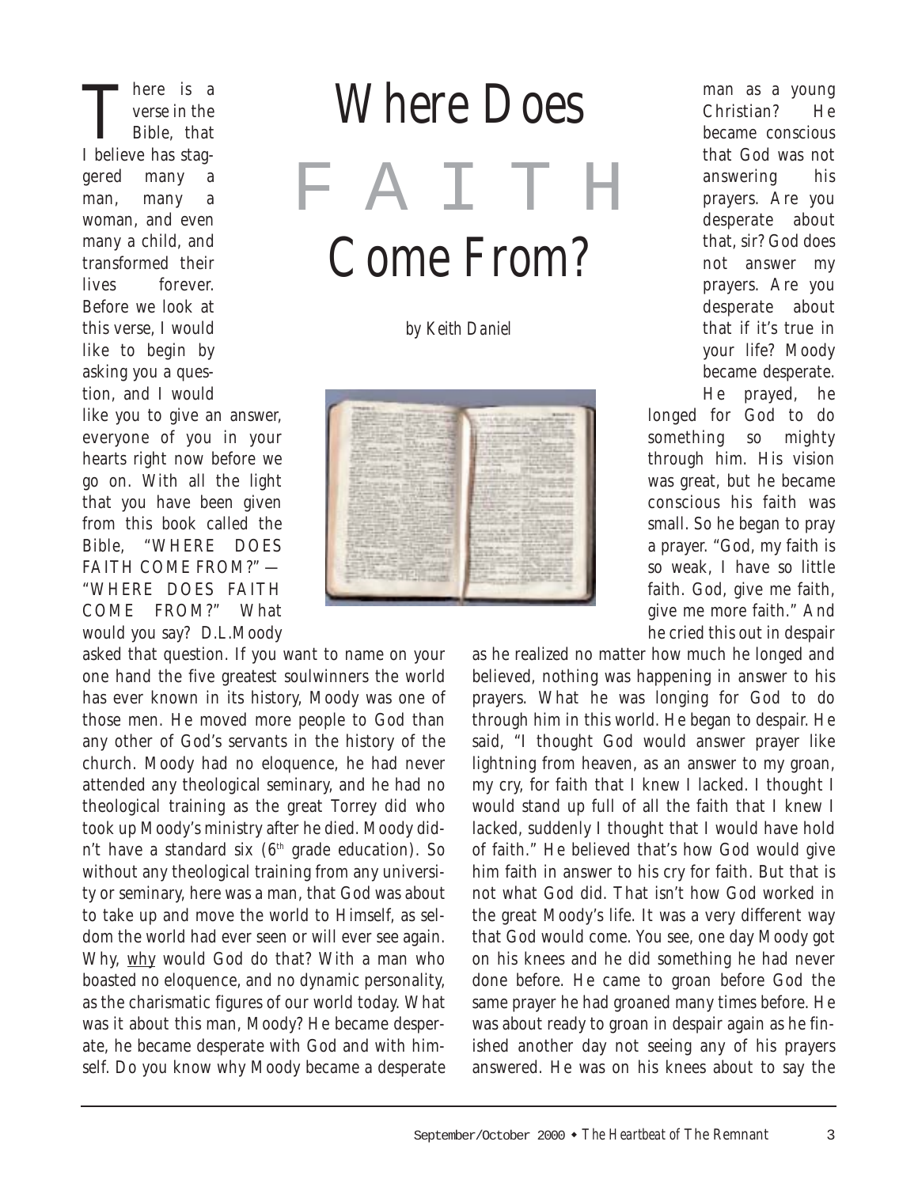# Where Does FAITH Come From?

*by Keith Daniel*

There is a verse in the Bible, that I believe has staggered many a man, many a woman, and even many a child, and transformed their lives forever. Before we look at this verse, I would like to begin by asking you a question, and I would like you to give an answer, everyone of you in your hearts right now before we go on. With all the light that you have been given from this book called the Bible, "WHERE DOES FAITH COME FROM?" — "WHERE DOES FAITH COME FROM?" What would you say? D.L.Moody asked that question. If you want to name on your one hand the five greatest soulwinners the world has ever known in its history, Moody was one of those men. He moved more people to God than any other of God's servants in the history of the church. Moody had no eloquence, he had never attended any theological seminary, and he had no theological training as the great Torrey did who took up Moody's ministry after he died. Moody didn't have a standard six (6th grade education). So without any theological training from any university or seminary, here was a man, that God was about to take up and move the world to Himself, as seldom the world had ever seen or will ever see again. Why, why would God do that? With a man who boasted no eloquence, and no dynamic personality, as the charismatic figures of our world today. What was it about this man, Moody? He became desperate, he became desperate with God and with himself. Do you know why Moody became a desperate man as a young Christian? He became conscious that God was not answering his prayers. Are you desperate about that, sir? God does not answer my prayers. Are you desperate about that if it's true in your life? Moody became desperate. He prayed, he longed for God to do something so mighty through him. His vision was great, but he became conscious his faith was small. So he began to pray a prayer. "God, my faith is so weak, I have so little faith. God, give me faith, give me more faith." And he cried this out in despair as he realized no matter how much he longed and believed, nothing was happening in answer to his prayers. What he was longing for God to do through him in this world. He began to despair. He said, "I thought God would answer prayer like lightning from heaven, as an answer to my groan, my cry, for faith that I knew I lacked. I thought I would stand up full of all the faith that I knew I lacked, suddenly I thought that I would have hold of faith." He believed that's how God would give him faith in answer to his cry for faith. But that is not what God did. That isn't how God worked in the great Moody's life. It was a very different way that God would come. You see, one day Moody got on his knees and he did something he had never done before. He came to groan before God the same prayer he had groaned many times before. He was about ready to groan in despair again as he finished another day not seeing any of his prayers answered. He was on his knees about to say the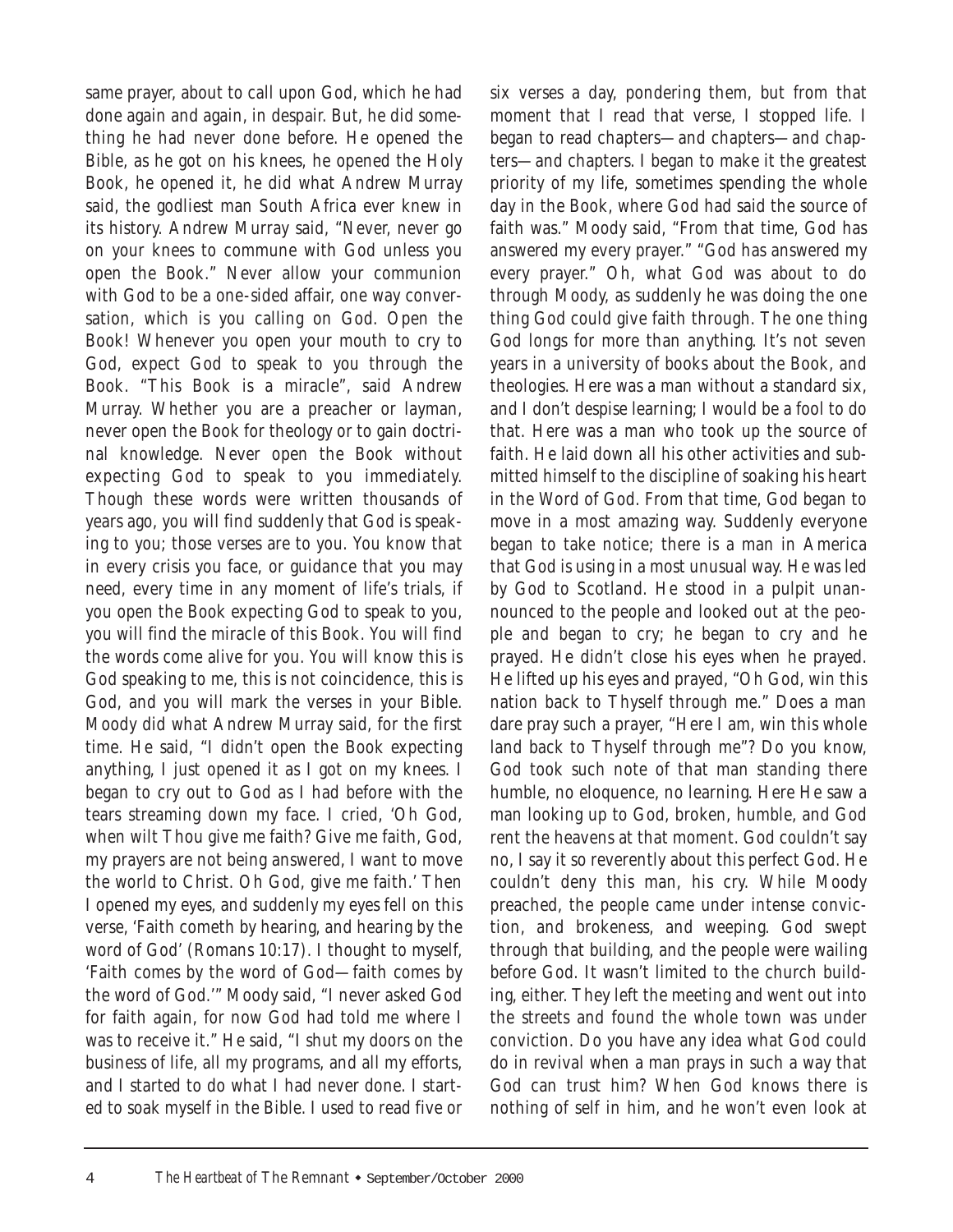same prayer, about to call upon God, which he had done again and again, in despair. But, he did something he had never done before. He opened the Bible, as he got on his knees, he opened the Holy Book, he opened it, he did what Andrew Murray said, the godliest man South Africa ever knew in its history. Andrew Murray said, "Never, never go on your knees to commune with God unless you open the Book." Never allow your communion with God to be a one-sided affair, one way conversation, which is you calling on God. Open the Book! Whenever you open your mouth to cry to God, expect God to speak to you through the Book. "This Book is a miracle", said Andrew Murray. Whether you are a preacher or layman, never open the Book for theology or to gain doctrinal knowledge. Never open the Book without expecting God to speak to you immediately. Though these words were written thousands of years ago, you will find suddenly that God is speaking to you; those verses are to you. You know that in every crisis you face, or guidance that you may need, every time in any moment of life's trials, if you open the Book expecting God to speak to you, you will find the miracle of this Book. You will find the words come alive for you. You will know this is God speaking to me, this is not coincidence, this is God, and you will mark the verses in your Bible. Moody did what Andrew Murray said, for the first time. He said, "I didn't open the Book expecting anything, I just opened it as I got on my knees. I began to cry out to God as I had before with the tears streaming down my face. I cried, 'Oh God, when wilt Thou give me faith? Give me faith, God, my prayers are not being answered, I want to move the world to Christ. Oh God, give me faith.' Then I opened my eyes, and suddenly my eyes fell on this verse, 'Faith cometh by hearing, and hearing by the word of God' (Romans 10:17). I thought to myself, 'Faith comes by the word of God—faith comes by the word of God.'" Moody said, "I never asked God for faith again, for now God had told me where I was to receive it." He said, "I shut my doors on the business of life, all my programs, and all my efforts, and I started to do what I had never done. I started to soak myself in the Bible. I used to read five or six verses a day, pondering them, but from that moment that I read that verse, I stopped life. I began to read chapters—and chapters—and chapters—and chapters. I began to make it the greatest priority of my life, sometimes spending the whole day in the Book, where God had said the source of faith was." Moody said, "From that time, God has answered my every prayer." "God has answered my every prayer." Oh, what God was about to do through Moody, as suddenly he was doing the one thing God could give faith through. The one thing God longs for more than anything. It's not seven years in a university of books about the Book, and theologies. Here was a man without a standard six, and I don't despise learning; I would be a fool to do that. Here was a man who took up the source of faith. He laid down all his other activities and submitted himself to the discipline of soaking his heart in the Word of God. From that time, God began to move in a most amazing way. Suddenly everyone began to take notice; there is a man in America that God is using in a most unusual way. He was led by God to Scotland. He stood in a pulpit unannounced to the people and looked out at the people and began to cry; he began to cry and he prayed. He didn't close his eyes when he prayed. He lifted up his eyes and prayed, "Oh God, win this nation back to Thyself through me." Does a man dare pray such a prayer, "Here I am, win this whole land back to Thyself through me"? Do you know, God took such note of that man standing there humble, no eloquence, no learning. Here He saw a man looking up to God, broken, humble, and God rent the heavens at that moment. God couldn't say no, I say it so reverently about this perfect God. He couldn't deny this man, his cry. While Moody preached, the people came under intense conviction, and brokeness, and weeping. God swept through that building, and the people were wailing before God. It wasn't limited to the church building, either. They left the meeting and went out into the streets and found the whole town was under conviction. Do you have any idea what God could do in revival when a man prays in such a way that God can trust him? When God knows there is nothing of self in him, and he won't even look at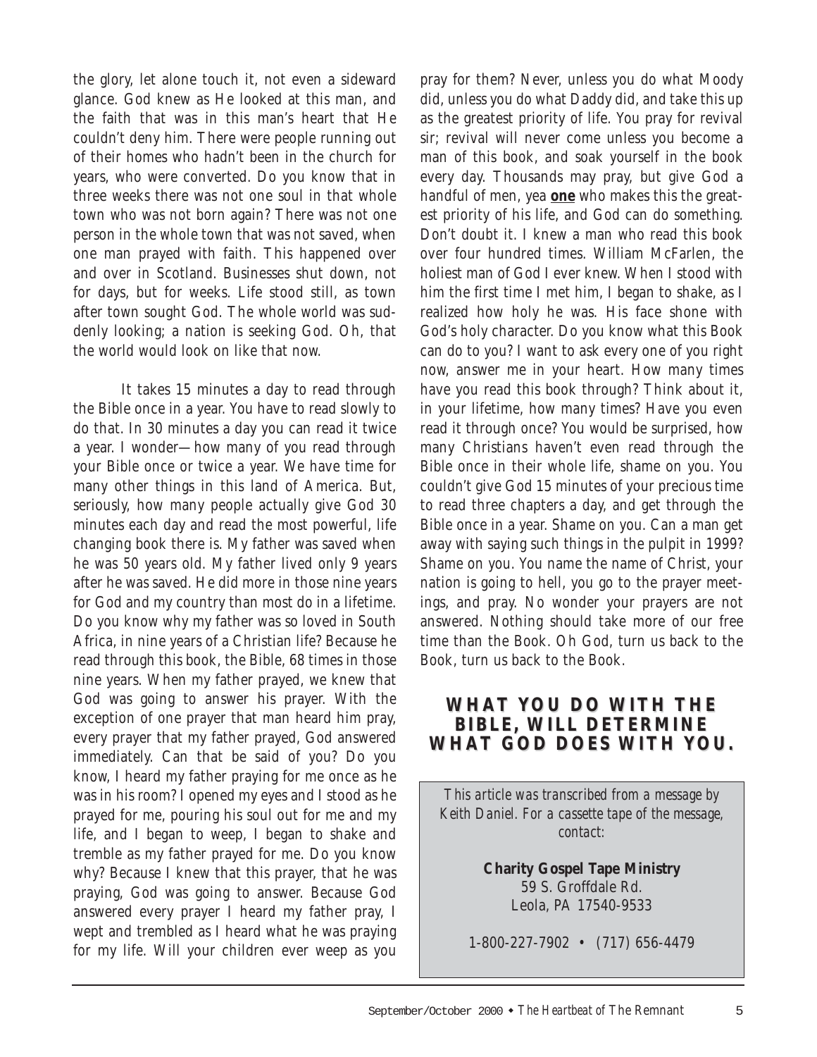the glory, let alone touch it, not even a sideward glance. God knew as He looked at this man, and the faith that was in this man's heart that He couldn't deny him. There were people running out of their homes who hadn't been in the church for years, who were converted. Do you know that in three weeks there was not one soul in that whole town who was not born again? There was not one person in the whole town that was not saved, when one man prayed with faith. This happened over and over in Scotland. Businesses shut down, not for days, but for weeks. Life stood still, as town after town sought God. The whole world was suddenly looking; a nation is seeking God. Oh, that the world would look on like that now.

It takes 15 minutes a day to read through the Bible once in a year. You have to read slowly to do that. In 30 minutes a day you can read it twice a year. I wonder—how many of you read through your Bible once or twice a year. We have time for many other things in this land of America. But, seriously, how many people actually give God 30 minutes each day and read the most powerful, life changing book there is. My father was saved when he was 50 years old. My father lived only 9 years after he was saved. He did more in those nine years for God and my country than most do in a lifetime. Do you know why my father was so loved in South Africa, in nine years of a Christian life? Because he read through this book, the Bible, 68 times in those nine years. When my father prayed, we knew that God was going to answer his prayer. With the exception of one prayer that man heard him pray, every prayer that my father prayed, God answered immediately. Can that be said of you? Do you know, I heard my father praying for me once as he was in his room? I opened my eyes and I stood as he prayed for me, pouring his soul out for me and my life, and I began to weep, I began to shake and tremble as my father prayed for me. Do you know why? Because I knew that this prayer, that he was praying, God was going to answer. Because God answered every prayer I heard my father pray, I wept and trembled as I heard what he was praying for my life. Will your children ever weep as you pray for them? Never, unless you do what Moody did, unless you do what Daddy did, and take this up as the greatest priority of life. You pray for revival sir; revival will never come unless you become a man of this book, and soak yourself in the book every day. Thousands may pray, but give God a handful of men, yea **one** who makes this the greatest priority of his life, and God can do something. Don't doubt it. I knew a man who read this book over four hundred times. William McFarlen, the holiest man of God I ever knew. When I stood with him the first time I met him, I began to shake, as I realized how holy he was. His face shone with God's holy character. Do you know what this Book can do to you? I want to ask every one of you right now, answer me in your heart. How many times have you read this book through? Think about it, in your lifetime, how many times? Have you even read it through once? You would be surprised, how many Christians haven't even read through the Bible once in their whole life, shame on you. You couldn't give God 15 minutes of your precious time to read three chapters a day, and get through the Bible once in a year. Shame on you. Can a man get away with saying such things in the pulpit in 1999? Shame on you. You name the name of Christ, your nation is going to hell, you go to the prayer meetings, and pray. No wonder your prayers are not answered. Nothing should take more of our free time than the Book. Oh God, turn us back to the Book, turn us back to the Book.

## WHAT YOU DO WITH THE BIBLE, WILL DETERMINE WHAT GOD DOES WITH YOU.

*This article was transcribed from a message by Keith Daniel. For a cassette tape of the message, contact:*

**Charity Gospel Tape Ministry**
59 S. Groffdale Rd.
Leola, PA 17540-9533

1-800-227-7902 • (717) 656-4479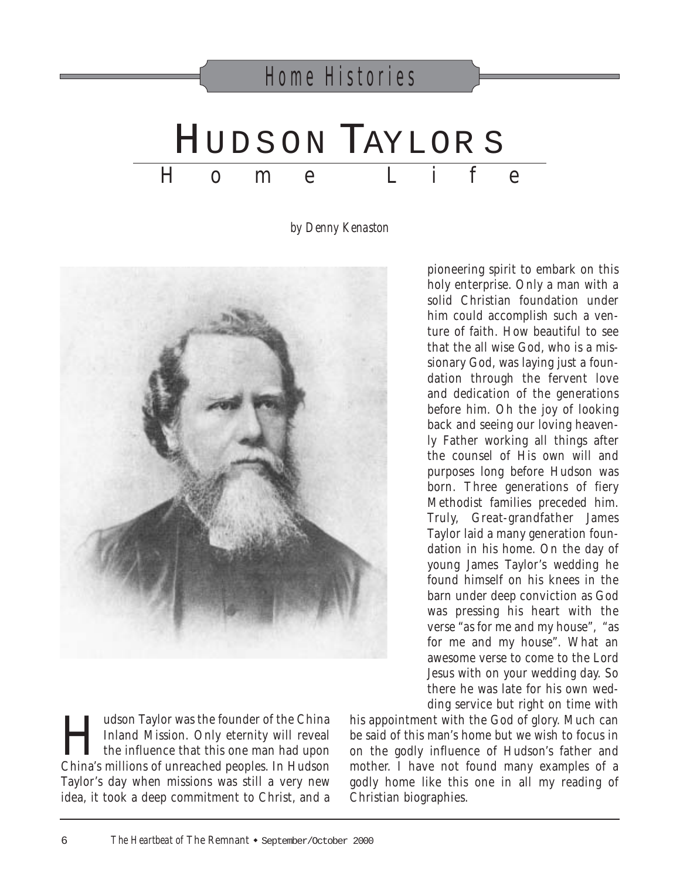## Home Histories

# HUDSON TAYLORS

## Home Life

*by Denny Kenaston*

Hudson Taylor was the founder of the China Inland Mission. Only eternity will reveal the influence that this one man had upon China's millions of unreached peoples. In Hudson Taylor's day when missions was still a very new idea, it took a deep commitment to Christ, and a pioneering spirit to embark on this holy enterprise. Only a man with a solid Christian foundation under him could accomplish such a venture of faith. How beautiful to see that the all wise God, who is a missionary God, was laying just a foundation through the fervent love and dedication of the generations before him. Oh the joy of looking back and seeing our loving heavenly Father working all things after the counsel of His own will and purposes long before Hudson was born. Three generations of fiery Methodist families preceded him. Truly, Great-grandfather James Taylor laid a many generation foundation in his home. On the day of young James Taylor's wedding he found himself on his knees in the barn under deep conviction as God was pressing his heart with the verse "as for me and my house", "as for me and my house". What an awesome verse to come to the Lord Jesus with on your wedding day. So there he was late for his own wedding service but right on time with his appointment with the God of glory. Much can be said of this man's home but we wish to focus in on the godly influence of Hudson's father and mother. I have not found many examples of a godly home like this one in all my reading of Christian biographies.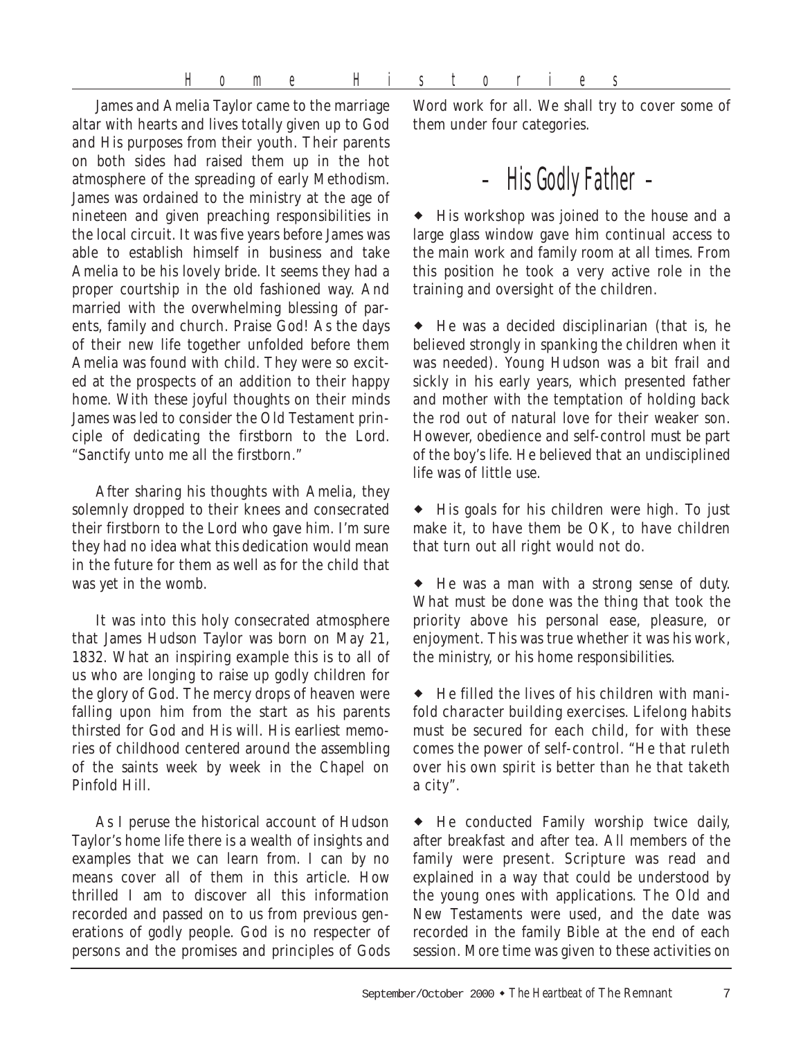James and Amelia Taylor came to the marriage altar with hearts and lives totally given up to God and His purposes from their youth. Their parents on both sides had raised them up in the hot atmosphere of the spreading of early Methodism. James was ordained to the ministry at the age of nineteen and given preaching responsibilities in the local circuit. It was five years before James was able to establish himself in business and take Amelia to be his lovely bride. It seems they had a proper courtship in the old fashioned way. And married with the overwhelming blessing of parents, family and church. Praise God! As the days of their new life together unfolded before them Amelia was found with child. They were so excited at the prospects of an addition to their happy home. With these joyful thoughts on their minds James was led to consider the Old Testament principle of dedicating the firstborn to the Lord. "Sanctify unto me all the firstborn."

After sharing his thoughts with Amelia, they solemnly dropped to their knees and consecrated their firstborn to the Lord who gave him. I'm sure they had no idea what this dedication would mean in the future for them as well as for the child that was yet in the womb.

It was into this holy consecrated atmosphere that James Hudson Taylor was born on May 21, 1832. What an inspiring example this is to all of us who are longing to raise up godly children for the glory of God. The mercy drops of heaven were falling upon him from the start as his parents thirsted for God and His will. His earliest memories of childhood centered around the assembling of the saints week by week in the Chapel on Pinfold Hill.

As I peruse the historical account of Hudson Taylor's home life there is a wealth of insights and examples that we can learn from. I can by no means cover all of them in this article. How thrilled I am to discover all this information recorded and passed on to us from previous generations of godly people. God is no respecter of persons and the promises and principles of Gods Word work for all. We shall try to cover some of them under four categories.

## - His Godly Father -

◆ His workshop was joined to the house and a large glass window gave him continual access to the main work and family room at all times. From this position he took a very active role in the training and oversight of the children.

◆ He was a decided disciplinarian (that is, he believed strongly in spanking the children when it was needed). Young Hudson was a bit frail and sickly in his early years, which presented father and mother with the temptation of holding back the rod out of natural love for their weaker son. However, obedience and self-control must be part of the boy's life. He believed that an undisciplined life was of little use.

◆ His goals for his children were high. To just make it, to have them be OK, to have children that turn out all right would not do.

◆ He was a man with a strong sense of duty. What must be done was the thing that took the priority above his personal ease, pleasure, or enjoyment. This was true whether it was his work, the ministry, or his home responsibilities.

◆ He filled the lives of his children with manifold character building exercises. Lifelong habits must be secured for each child, for with these comes the power of self-control. "He that ruleth over his own spirit is better than he that taketh a city".

◆ He conducted Family worship twice daily, after breakfast and after tea. All members of the family were present. Scripture was read and explained in a way that could be understood by the young ones with applications. The Old and New Testaments were used, and the date was recorded in the family Bible at the end of each session. More time was given to these activities on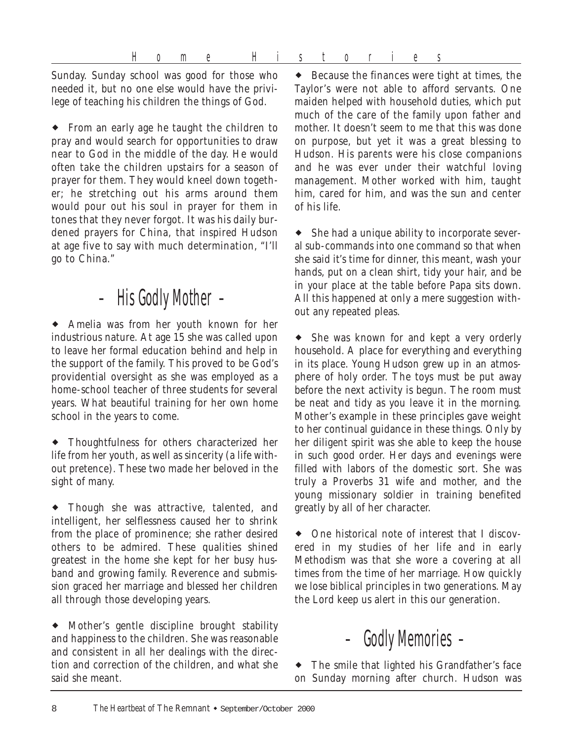Sunday. Sunday school was good for those who needed it, but no one else would have the privilege of teaching his children the things of God.

◆ From an early age he taught the children to pray and would search for opportunities to draw near to God in the middle of the day. He would often take the children upstairs for a season of prayer for them. They would kneel down together; he stretching out his arms around them would pour out his soul in prayer for them in tones that they never forgot. It was his daily burdened prayers for China, that inspired Hudson at age five to say with much determination, "I'll go to China."

## - His Godly Mother -

◆ Amelia was from her youth known for her industrious nature. At age 15 she was called upon to leave her formal education behind and help in the support of the family. This proved to be God's providential oversight as she was employed as a home-school teacher of three students for several years. What beautiful training for her own home school in the years to come.

◆ Thoughtfulness for others characterized her life from her youth, as well as sincerity (a life without pretence). These two made her beloved in the sight of many.

◆ Though she was attractive, talented, and intelligent, her selflessness caused her to shrink from the place of prominence; she rather desired others to be admired. These qualities shined greatest in the home she kept for her busy husband and growing family. Reverence and submission graced her marriage and blessed her children all through those developing years.

◆ Mother's gentle discipline brought stability and happiness to the children. She was reasonable and consistent in all her dealings with the direction and correction of the children, and what she said she meant.

◆ Because the finances were tight at times, the Taylor's were not able to afford servants. One maiden helped with household duties, which put much of the care of the family upon father and mother. It doesn't seem to me that this was done on purpose, but yet it was a great blessing to Hudson. His parents were his close companions and he was ever under their watchful loving management. Mother worked with him, taught him, cared for him, and was the sun and center of his life.

◆ She had a unique ability to incorporate several sub-commands into one command so that when she said it's time for dinner, this meant, wash your hands, put on a clean shirt, tidy your hair, and be in your place at the table before Papa sits down. All this happened at only a mere suggestion without any repeated pleas.

◆ She was known for and kept a very orderly household. A place for everything and everything in its place. Young Hudson grew up in an atmosphere of holy order. The toys must be put away before the next activity is begun. The room must be neat and tidy as you leave it in the morning. Mother's example in these principles gave weight to her continual guidance in these things. Only by her diligent spirit was she able to keep the house in such good order. Her days and evenings were filled with labors of the domestic sort. She was truly a Proverbs 31 wife and mother, and the young missionary soldier in training benefited greatly by all of her character.

◆ One historical note of interest that I discovered in my studies of her life and in early Methodism was that she wore a covering at all times from the time of her marriage. How quickly we lose biblical principles in two generations. May the Lord keep us alert in this our generation.

## - Godly Memories -

◆ The smile that lighted his Grandfather's face on Sunday morning after church. Hudson was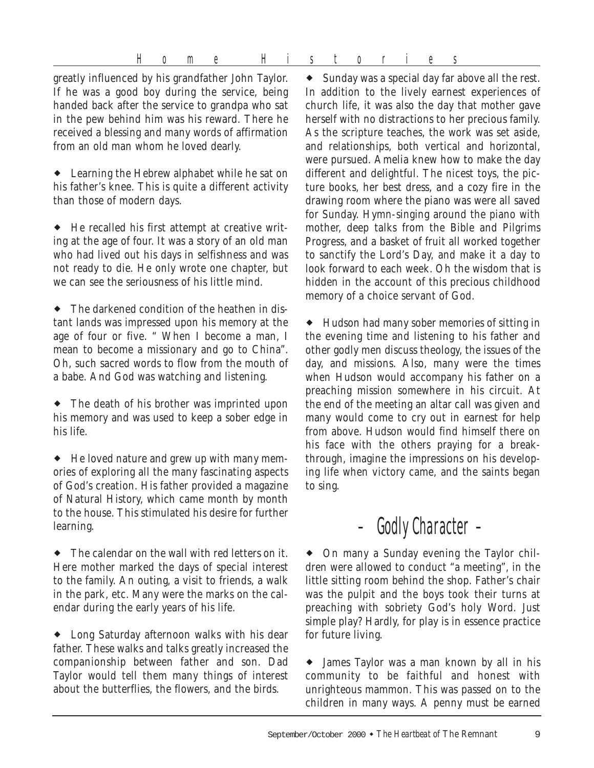greatly influenced by his grandfather John Taylor. If he was a good boy during the service, being handed back after the service to grandpa who sat in the pew behind him was his reward. There he received a blessing and many words of affirmation from an old man whom he loved dearly.

◆ Learning the Hebrew alphabet while he sat on his father's knee. This is quite a different activity than those of modern days.

◆ He recalled his first attempt at creative writing at the age of four. It was a story of an old man who had lived out his days in selfishness and was not ready to die. He only wrote one chapter, but we can see the seriousness of his little mind.

◆ The darkened condition of the heathen in distant lands was impressed upon his memory at the age of four or five. " When I become a man, I mean to become a missionary and go to China". Oh, such sacred words to flow from the mouth of a babe. And God was watching and listening.

◆ The death of his brother was imprinted upon his memory and was used to keep a sober edge in his life.

◆ He loved nature and grew up with many memories of exploring all the many fascinating aspects of God's creation. His father provided a magazine of Natural History, which came month by month to the house. This stimulated his desire for further learning.

◆ The calendar on the wall with red letters on it. Here mother marked the days of special interest to the family. An outing, a visit to friends, a walk in the park, etc. Many were the marks on the calendar during the early years of his life.

◆ Long Saturday afternoon walks with his dear father. These walks and talks greatly increased the companionship between father and son. Dad Taylor would tell them many things of interest about the butterflies, the flowers, and the birds.

◆ Sunday was a special day far above all the rest. In addition to the lively earnest experiences of church life, it was also the day that mother gave herself with no distractions to her precious family. As the scripture teaches, the work was set aside, and relationships, both vertical and horizontal, were pursued. Amelia knew how to make the day different and delightful. The nicest toys, the picture books, her best dress, and a cozy fire in the drawing room where the piano was were all saved for Sunday. Hymn-singing around the piano with mother, deep talks from the Bible and Pilgrims Progress, and a basket of fruit all worked together to sanctify the Lord's Day, and make it a day to look forward to each week. Oh the wisdom that is hidden in the account of this precious childhood memory of a choice servant of God.

◆ Hudson had many sober memories of sitting in the evening time and listening to his father and other godly men discuss theology, the issues of the day, and missions. Also, many were the times when Hudson would accompany his father on a preaching mission somewhere in his circuit. At the end of the meeting an altar call was given and many would come to cry out in earnest for help from above. Hudson would find himself there on his face with the others praying for a breakthrough, imagine the impressions on his developing life when victory came, and the saints began to sing.

## - Godly Character -

◆ On many a Sunday evening the Taylor children were allowed to conduct "a meeting", in the little sitting room behind the shop. Father's chair was the pulpit and the boys took their turns at preaching with sobriety God's holy Word. Just simple play? Hardly, for play is in essence practice for future living.

◆ James Taylor was a man known by all in his community to be faithful and honest with unrighteous mammon. This was passed on to the children in many ways. A penny must be earned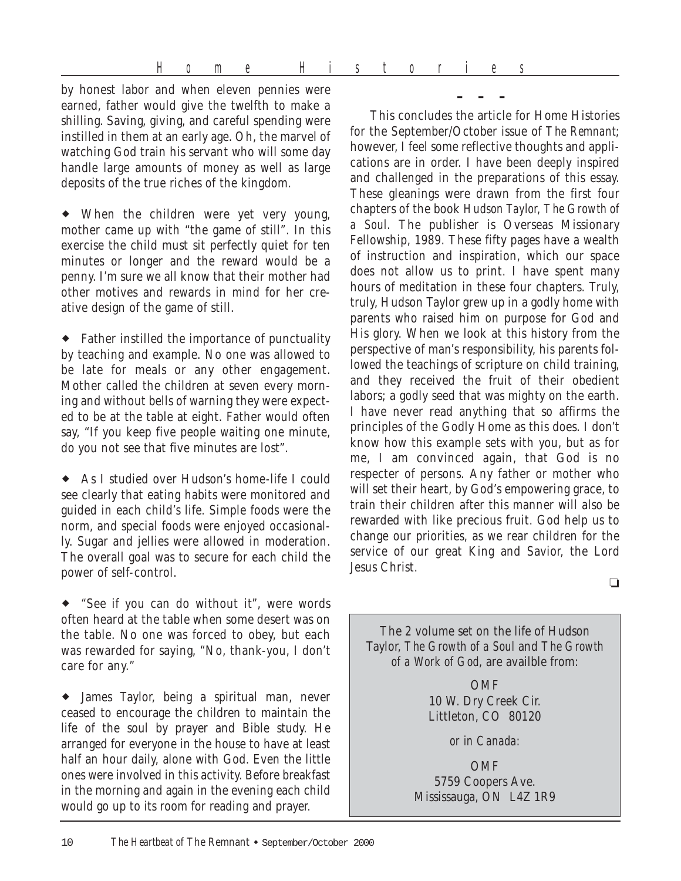by honest labor and when eleven pennies were earned, father would give the twelfth to make a shilling. Saving, giving, and careful spending were instilled in them at an early age. Oh, the marvel of watching God train his servant who will some day handle large amounts of money as well as large deposits of the true riches of the kingdom.

◆ When the children were yet very young, mother came up with "the game of still". In this exercise the child must sit perfectly quiet for ten minutes or longer and the reward would be a penny. I'm sure we all know that their mother had other motives and rewards in mind for her creative design of the game of still.

◆ Father instilled the importance of punctuality by teaching and example. No one was allowed to be late for meals or any other engagement. Mother called the children at seven every morning and without bells of warning they were expected to be at the table at eight. Father would often say, "If you keep five people waiting one minute, do you not see that five minutes are lost".

◆ As I studied over Hudson's home-life I could see clearly that eating habits were monitored and guided in each child's life. Simple foods were the norm, and special foods were enjoyed occasionally. Sugar and jellies were allowed in moderation. The overall goal was to secure for each child the power of self-control.

◆ "See if you can do without it", were words often heard at the table when some desert was on the table. No one was forced to obey, but each was rewarded for saying, "No, thank-you, I don't care for any."

◆ James Taylor, being a spiritual man, never ceased to encourage the children to maintain the life of the soul by prayer and Bible study. He arranged for everyone in the house to have at least half an hour daily, alone with God. Even the little ones were involved in this activity. Before breakfast in the morning and again in the evening each child would go up to its room for reading and prayer.

– – –

This concludes the article for Home Histories for the September/October issue of *The Remnant*; however, I feel some reflective thoughts and applications are in order. I have been deeply inspired and challenged in the preparations of this essay. These gleanings were drawn from the first four chapters of the book *Hudson Taylor, The Growth of a Soul*. The publisher is Overseas Missionary Fellowship, 1989. These fifty pages have a wealth of instruction and inspiration, which our space does not allow us to print. I have spent many hours of meditation in these four chapters. Truly, truly, Hudson Taylor grew up in a godly home with parents who raised him on purpose for God and His glory. When we look at this history from the perspective of man's responsibility, his parents followed the teachings of scripture on child training, and they received the fruit of their obedient labors; a godly seed that was mighty on the earth. I have never read anything that so affirms the principles of the Godly Home as this does. I don't know how this example sets with you, but as for me, I am convinced again, that God is no respecter of persons. Any father or mother who will set their heart, by God's empowering grace, to train their children after this manner will also be rewarded with like precious fruit. God help us to change our priorities, as we rear children for the service of our great King and Savior, the Lord Jesus Christ.

❏

*The 2 volume set on the life of Hudson Taylor, The Growth of a Soul and The Growth of a Work of God, are availble from:*

OMF
10 W. Dry Creek Cir.
Littleton, CO 80120

*or in Canada:*

OMF
5759 Coopers Ave.
Mississauga, ON L4Z 1R9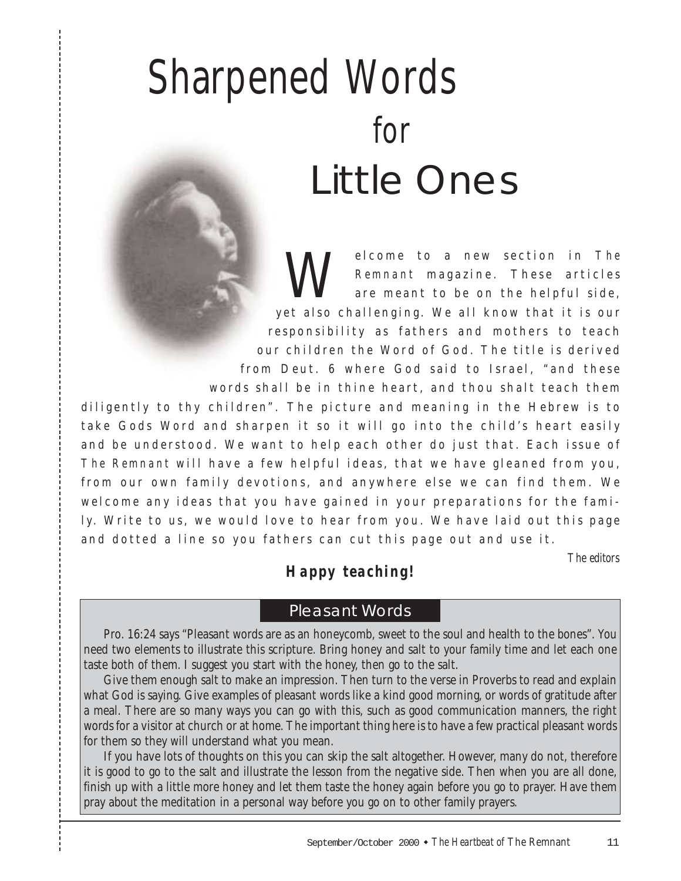# Sharpened Words for Little Ones

Welcome to a new section in *The Remnant* magazine. These articles are meant to be on the helpful side, yet also challenging. We all know that it is our responsibility as fathers and mothers to teach our children the Word of God. The title is derived from Deut. 6 where God said to Israel, "and these words shall be in thine heart, and thou shalt teach them diligently to thy children". The picture and meaning in the Hebrew is to take Gods Word and sharpen it so it will go into the child's heart easily and be understood. We want to help each other do just that. Each issue of *The Remnant* will have a few helpful ideas, that we have gleaned from you, from our own family devotions, and anywhere else we can find them. We welcome any ideas that you have gained in your preparations for the family. Write to us, we would love to hear from you. We have laid out this page and dotted a line so you fathers can cut this page out and use it.

*The editors*

**Happy teaching!**

## Pleasant Words

Pro. 16:24 says "Pleasant words are as an honeycomb, sweet to the soul and health to the bones". You need two elements to illustrate this scripture. Bring honey and salt to your family time and let each one taste both of them. I suggest you start with the honey, then go to the salt.

Give them enough salt to make an impression. Then turn to the verse in Proverbs to read and explain what God is saying. Give examples of pleasant words like a kind good morning, or words of gratitude after a meal. There are so many ways you can go with this, such as good communication manners, the right words for a visitor at church or at home. The important thing here is to have a few practical pleasant words for them so they will understand what you mean.

If you have lots of thoughts on this you can skip the salt altogether. However, many do not, therefore it is good to go to the salt and illustrate the lesson from the negative side. Then when you are all done, finish up with a little more honey and let them taste the honey again before you go to prayer. Have them pray about the meditation in a personal way before you go on to other family prayers.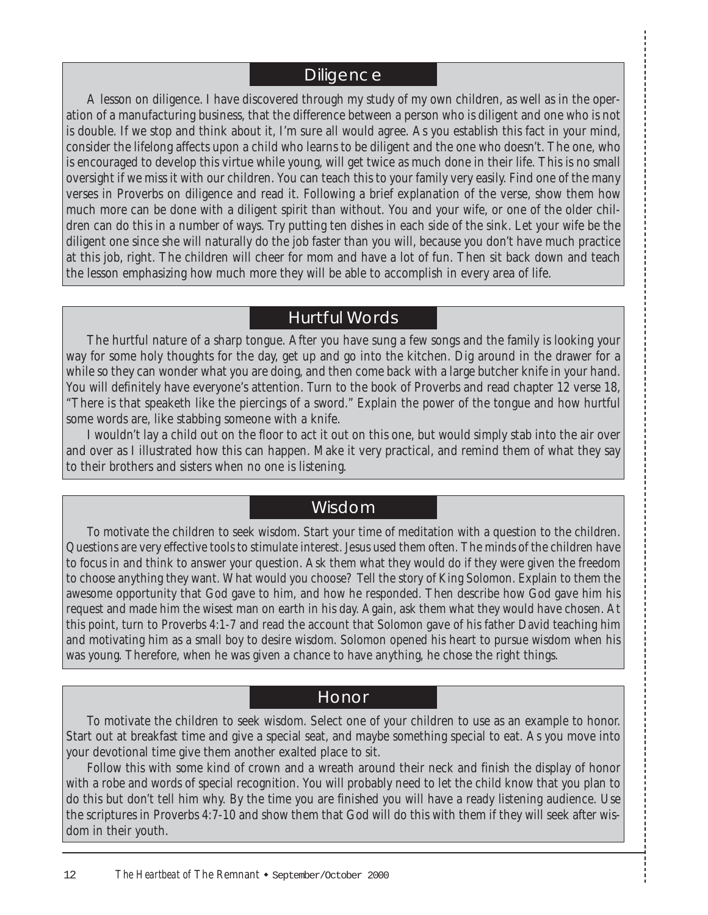## Diligence

A lesson on diligence. I have discovered through my study of my own children, as well as in the operation of a manufacturing business, that the difference between a person who is diligent and one who is not is double. If we stop and think about it, I'm sure all would agree. As you establish this fact in your mind, consider the lifelong affects upon a child who learns to be diligent and the one who doesn't. The one, who is encouraged to develop this virtue while young, will get twice as much done in their life. This is no small oversight if we miss it with our children. You can teach this to your family very easily. Find one of the many verses in Proverbs on diligence and read it. Following a brief explanation of the verse, show them how much more can be done with a diligent spirit than without. You and your wife, or one of the older children can do this in a number of ways. Try putting ten dishes in each side of the sink. Let your wife be the diligent one since she will naturally do the job faster than you will, because you don't have much practice at this job, right. The children will cheer for mom and have a lot of fun. Then sit back down and teach the lesson emphasizing how much more they will be able to accomplish in every area of life.

## Hurtful Words

The hurtful nature of a sharp tongue. After you have sung a few songs and the family is looking your way for some holy thoughts for the day, get up and go into the kitchen. Dig around in the drawer for a while so they can wonder what you are doing, and then come back with a large butcher knife in your hand. You will definitely have everyone's attention. Turn to the book of Proverbs and read chapter 12 verse 18, "There is that speaketh like the piercings of a sword." Explain the power of the tongue and how hurtful some words are, like stabbing someone with a knife.

I wouldn't lay a child out on the floor to act it out on this one, but would simply stab into the air over and over as I illustrated how this can happen. Make it very practical, and remind them of what they say to their brothers and sisters when no one is listening.

## Wisdom

To motivate the children to seek wisdom. Start your time of meditation with a question to the children. Questions are very effective tools to stimulate interest. Jesus used them often. The minds of the children have to focus in and think to answer your question. Ask them what they would do if they were given the freedom to choose anything they want. What would you choose? Tell the story of King Solomon. Explain to them the awesome opportunity that God gave to him, and how he responded. Then describe how God gave him his request and made him the wisest man on earth in his day. Again, ask them what they would have chosen. At this point, turn to Proverbs 4:1-7 and read the account that Solomon gave of his father David teaching him and motivating him as a small boy to desire wisdom. Solomon opened his heart to pursue wisdom when his was young. Therefore, when he was given a chance to have anything, he chose the right things.

## Honor

To motivate the children to seek wisdom. Select one of your children to use as an example to honor. Start out at breakfast time and give a special seat, and maybe something special to eat. As you move into your devotional time give them another exalted place to sit.

Follow this with some kind of crown and a wreath around their neck and finish the display of honor with a robe and words of special recognition. You will probably need to let the child know that you plan to do this but don't tell him why. By the time you are finished you will have a ready listening audience. Use the scriptures in Proverbs 4:7-10 and show them that God will do this with them if they will seek after wisdom in their youth.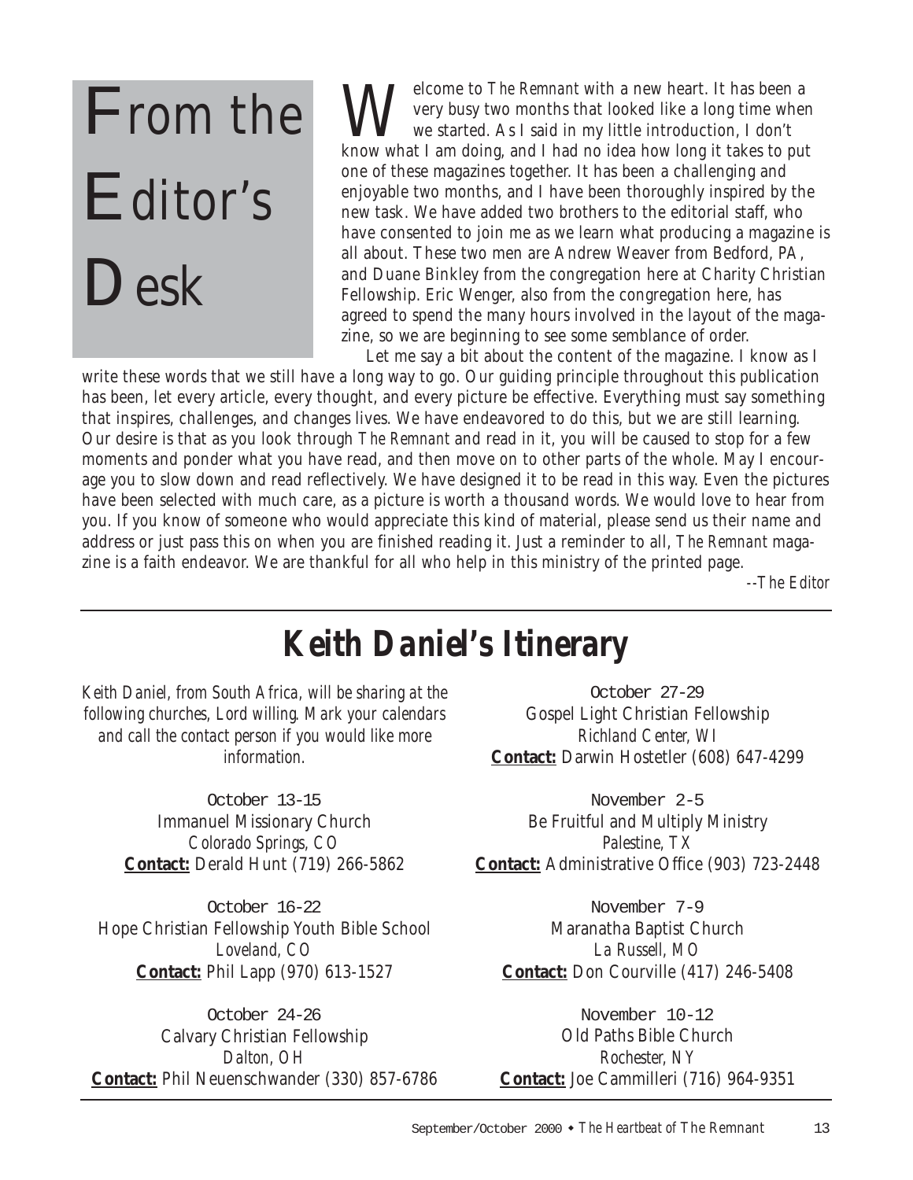# From the Editor's Desk

Welcome to *The Remnant* with a new heart. It has been a very busy two months that looked like a long time when we started. As I said in my little introduction, I don't know what I am doing, and I had no idea how long it takes to put one of these magazines together. It has been a challenging and enjoyable two months, and I have been thoroughly inspired by the new task. We have added two brothers to the editorial staff, who have consented to join me as we learn what producing a magazine is all about. These two men are Andrew Weaver from Bedford, PA, and Duane Binkley from the congregation here at Charity Christian Fellowship. Eric Wenger, also from the congregation here, has agreed to spend the many hours involved in the layout of the magazine, so we are beginning to see some semblance of order.

Let me say a bit about the content of the magazine. I know as I write these words that we still have a long way to go. Our guiding principle throughout this publication has been, let every article, every thought, and every picture be effective. Everything must say something that inspires, challenges, and changes lives. We have endeavored to do this, but we are still learning. Our desire is that as you look through *The Remnant* and read in it, you will be caused to stop for a few moments and ponder what you have read, and then move on to other parts of the whole. May I encourage you to slow down and read reflectively. We have designed it to be read in this way. Even the pictures have been selected with much care, as a picture is worth a thousand words. We would love to hear from you. If you know of someone who would appreciate this kind of material, please send us their name and address or just pass this on when you are finished reading it. Just a reminder to all, *The Remnant* magazine is a faith endeavor. We are thankful for all who help in this ministry of the printed page.

*--The Editor*

## Keith Daniel's Itinerary

*Keith Daniel, from South Africa, will be sharing at the following churches, Lord willing. Mark your calendars and call the contact person if you would like more information.*

October 13-15
Immanuel Missionary Church
*Colorado Springs, CO*
**Contact:** Derald Hunt (719) 266-5862

October 16-22
Hope Christian Fellowship Youth Bible School
*Loveland, CO*
**Contact:** Phil Lapp (970) 613-1527

October 24-26
Calvary Christian Fellowship
*Dalton, OH*
**Contact:** Phil Neuenschwander (330) 857-6786

October 27-29
Gospel Light Christian Fellowship
*Richland Center, WI*
**Contact:** Darwin Hostetler (608) 647-4299

November 2-5
Be Fruitful and Multiply Ministry
*Palestine, TX*
**Contact:** Administrative Office (903) 723-2448

November 7-9
Maranatha Baptist Church
*La Russell, MO*
**Contact:** Don Courville (417) 246-5408

November 10-12
Old Paths Bible Church
*Rochester, NY*
**Contact:** Joe Cammilleri (716) 964-9351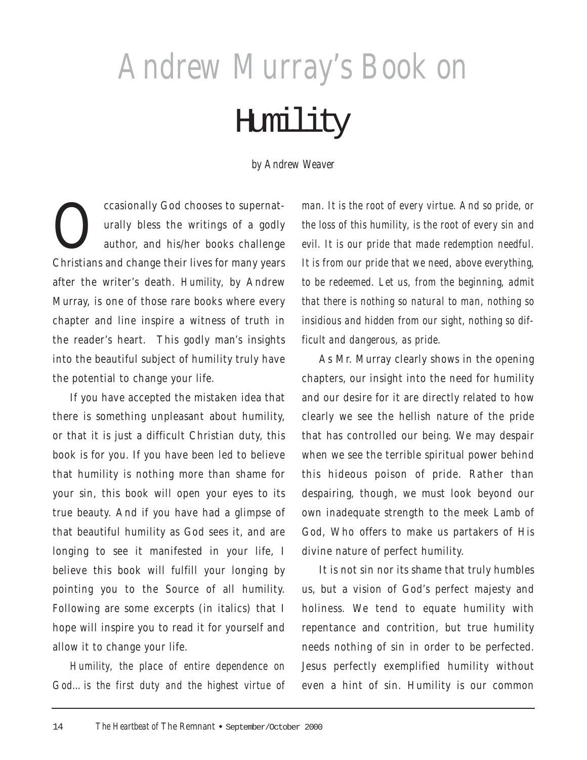# Andrew Murray's Book on Humility

*by Andrew Weaver*

Occasionally God chooses to supernaturally bless the writings of a godly author, and his/her books challenge Christians and change their lives for many years after the writer's death. *Humility*, by Andrew Murray, is one of those rare books where every chapter and line inspire a witness of truth in the reader's heart. This godly man's insights into the beautiful subject of humility truly have the potential to change your life.

If you have accepted the mistaken idea that there is something unpleasant about humility, or that it is just a difficult Christian duty, this book is for you. If you have been led to believe that humility is nothing more than shame for your sin, this book will open your eyes to its true beauty. And if you have had a glimpse of that beautiful humility as God sees it, and are longing to see it manifested in your life, I believe this book will fulfill your longing by pointing you to the Source of all humility. Following are some excerpts (in italics) that I hope will inspire you to read it for yourself and allow it to change your life.

*Humility, the place of entire dependence on God… is the first duty and the highest virtue of man. It is the root of every virtue. And so pride, or the loss of this humility, is the root of every sin and evil. It is our pride that made redemption needful. It is from our pride that we need, above everything, to be redeemed. Let us, from the beginning, admit that there is nothing so natural to man, nothing so insidious and hidden from our sight, nothing so difficult and dangerous, as pride.*

As Mr. Murray clearly shows in the opening chapters, our insight into the need for humility and our desire for it are directly related to how clearly we see the hellish nature of the pride that has controlled our being. We may despair when we see the terrible spiritual power behind this hideous poison of pride. Rather than despairing, though, we must look beyond our own inadequate strength to the meek Lamb of God, Who offers to make us partakers of His divine nature of perfect humility.

It is not sin nor its shame that truly humbles us, but a vision of God's perfect majesty and holiness. We tend to equate humility with repentance and contrition, but true humility needs nothing of sin in order to be perfected. Jesus perfectly exemplified humility without even a hint of sin. Humility is our common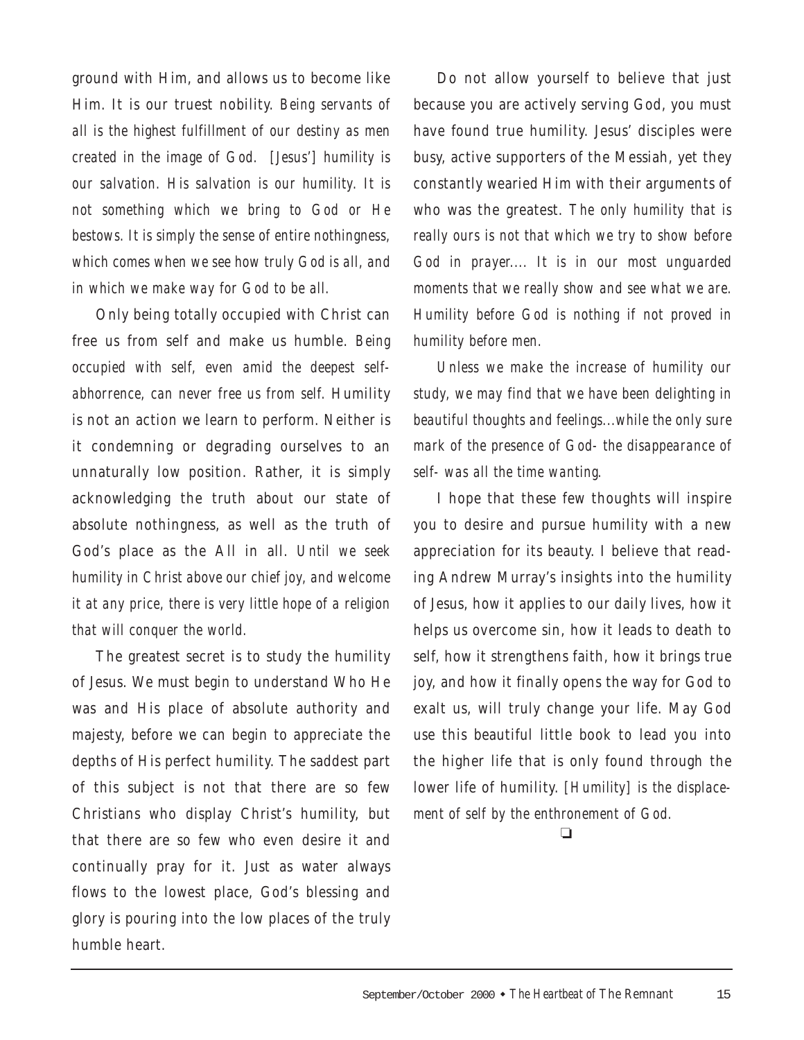ground with Him, and allows us to become like Him. It is our truest nobility. *Being servants of all is the highest fulfillment of our destiny as men created in the image of God. [Jesus'] humility is our salvation. His salvation is our humility. It is not something which we bring to God or He bestows. It is simply the sense of entire nothingness, which comes when we see how truly God is all, and in which we make way for God to be all.*

Only being totally occupied with Christ can free us from self and make us humble. *Being occupied with self, even amid the deepest self-abhorrence, can never free us from self.* Humility is not an action we learn to perform. Neither is it condemning or degrading ourselves to an unnaturally low position. Rather, it is simply acknowledging the truth about our state of absolute nothingness, as well as the truth of God's place as the All in all. *Until we seek humility in Christ above our chief joy, and welcome it at any price, there is very little hope of a religion that will conquer the world.*

The greatest secret is to study the humility of Jesus. We must begin to understand Who He was and His place of absolute authority and majesty, before we can begin to appreciate the depths of His perfect humility. The saddest part of this subject is not that there are so few Christians who display Christ's humility, but that there are so few who even desire it and continually pray for it. Just as water always flows to the lowest place, God's blessing and glory is pouring into the low places of the truly humble heart.

Do not allow yourself to believe that just because you are actively serving God, you must have found true humility. Jesus' disciples were busy, active supporters of the Messiah, yet they constantly wearied Him with their arguments of who was the greatest. *The only humility that is really ours is not that which we try to show before God in prayer.... It is in our most unguarded moments that we really show and see what we are. Humility before God is nothing if not proved in humility before men.*

*Unless we make the increase of humility our study, we may find that we have been delighting in beautiful thoughts and feelings...while the only sure mark of the presence of God- the disappearance of self- was all the time wanting.*

I hope that these few thoughts will inspire you to desire and pursue humility with a new appreciation for its beauty. I believe that reading Andrew Murray's insights into the humility of Jesus, how it applies to our daily lives, how it helps us overcome sin, how it leads to death to self, how it strengthens faith, how it brings true joy, and how it finally opens the way for God to exalt us, will truly change your life. May God use this beautiful little book to lead you into the higher life that is only found through the lower life of humility. *[Humility] is the displacement of self by the enthronement of God.*

❑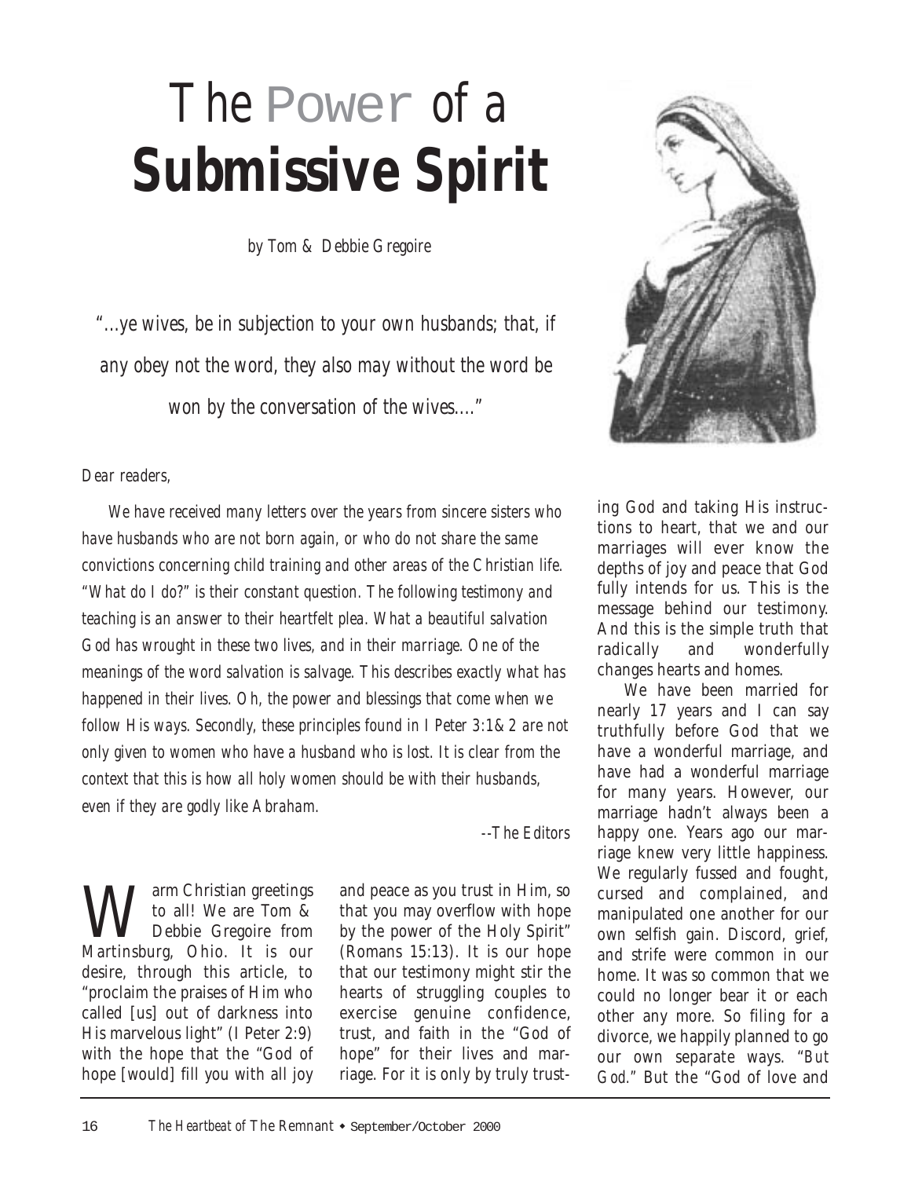# *The* Power *of a* **Submissive Spirit**

*by Tom & Debbie Gregoire*

*"…ye wives, be in subjection to your own husbands; that, if any obey not the word, they also may without the word be won by the conversation of the wives…."*

*Dear readers,*

*We have received many letters over the years from sincere sisters who have husbands who are not born again, or who do not share the same convictions concerning child training and other areas of the Christian life. "What do I do?" is their constant question. The following testimony and teaching is an answer to their heartfelt plea. What a beautiful salvation God has wrought in these two lives, and in their marriage. One of the meanings of the word salvation is salvage. This describes exactly what has happened in their lives. Oh, the power and blessings that come when we follow His ways. Secondly, these principles found in I Peter 3:1&2 are not only given to women who have a husband who is lost. It is clear from the context that this is how all holy women should be with their husbands, even if they are godly like Abraham.*

*--The Editors*

Warm Christian greetings to all! We are Tom & Debbie Gregoire from Martinsburg, Ohio. It is our desire, through this article, to "proclaim the praises of Him who called [us] out of darkness into His marvelous light" (I Peter 2:9) with the hope that the "God of hope [would] fill you with all joy and peace as you trust in Him, so that you may overflow with hope by the power of the Holy Spirit" (Romans 15:13). It is our hope that our testimony might stir the hearts of struggling couples to exercise genuine confidence, trust, and faith in the "God of hope" for their lives and marriage. For it is only by truly trusting God and taking His instructions to heart, that we and our marriages will ever know the depths of joy and peace that God fully intends for us. This is the message behind our testimony. And this is the simple truth that radically and wonderfully changes hearts and homes.

We have been married for nearly 17 years and I can say truthfully before God that we have a wonderful marriage, and have had a wonderful marriage for many years. However, our marriage hadn't always been a happy one. Years ago our marriage knew very little happiness. We regularly fussed and fought, cursed and complained, and manipulated one another for our own selfish gain. Discord, grief, and strife were common in our home. It was so common that we could no longer bear it or each other any more. So filing for a divorce, we happily planned to go our own separate ways. "*But God.*" But the "God of love and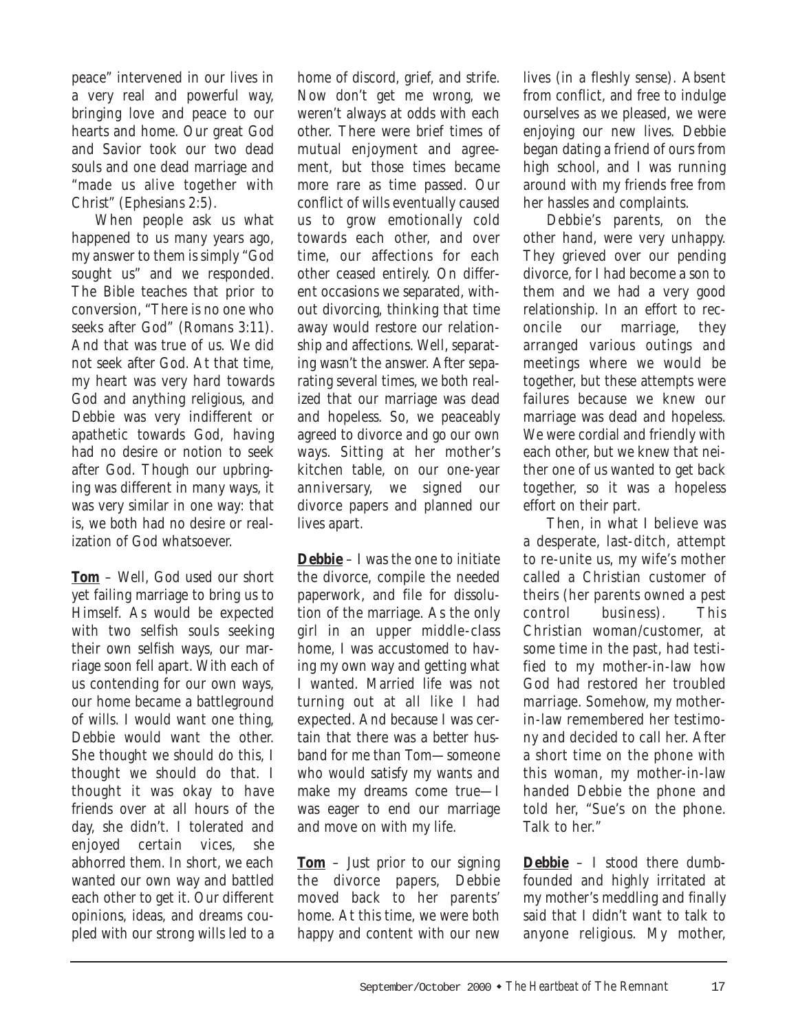peace" intervened in our lives in a very real and powerful way, bringing love and peace to our hearts and home. Our great God and Savior took our two dead souls and one dead marriage and "made us alive together with Christ" (Ephesians 2:5).

When people ask us what happened to us many years ago, my answer to them is simply "God sought us" and we responded. The Bible teaches that prior to conversion, "There is no one who seeks after God" (Romans 3:11). And that was true of us. We did not seek after God. At that time, my heart was very hard towards God and anything religious, and Debbie was very indifferent or apathetic towards God, having had no desire or notion to seek after God. Though our upbringing was different in many ways, it was very similar in one way: that is, we both had no desire or realization of God whatsoever.

**Tom** – Well, God used our short yet failing marriage to bring us to Himself. As would be expected with two selfish souls seeking their own selfish ways, our marriage soon fell apart. With each of us contending for our own ways, our home became a battleground of wills. I would want one thing, Debbie would want the other. She thought we should do this, I thought we should do that. I thought it was okay to have friends over at all hours of the day, she didn't. I tolerated and enjoyed certain vices, she abhorred them. In short, we each wanted our own way and battled each other to get it. Our different opinions, ideas, and dreams coupled with our strong wills led to a home of discord, grief, and strife. Now don't get me wrong, we weren't always at odds with each other. There were brief times of mutual enjoyment and agreement, but those times became more rare as time passed. Our conflict of wills eventually caused us to grow emotionally cold towards each other, and over time, our affections for each other ceased entirely. On different occasions we separated, without divorcing, thinking that time away would restore our relationship and affections. Well, separating wasn't the answer. After separating several times, we both realized that our marriage was dead and hopeless. So, we peaceably agreed to divorce and go our own ways. Sitting at her mother's kitchen table, on our one-year anniversary, we signed our divorce papers and planned our lives apart.

**Debbie** – I was the one to initiate the divorce, compile the needed paperwork, and file for dissolution of the marriage. As the only girl in an upper middle-class home, I was accustomed to having my own way and getting what I wanted. Married life was not turning out at all like I had expected. And because I was certain that there was a better husband for me than Tom—someone who would satisfy my wants and make my dreams come true—I was eager to end our marriage and move on with my life.

**Tom** – Just prior to our signing the divorce papers, Debbie moved back to her parents' home. At this time, we were both happy and content with our new lives (in a fleshly sense). Absent from conflict, and free to indulge ourselves as we pleased, we were enjoying our new lives. Debbie began dating a friend of ours from high school, and I was running around with my friends free from her hassles and complaints.

Debbie's parents, on the other hand, were very unhappy. They grieved over our pending divorce, for I had become a son to them and we had a very good relationship. In an effort to reconcile our marriage, they arranged various outings and meetings where we would be together, but these attempts were failures because we knew our marriage was dead and hopeless. We were cordial and friendly with each other, but we knew that neither one of us wanted to get back together, so it was a hopeless effort on their part.

Then, in what I believe was a desperate, last-ditch, attempt to re-unite us, my wife's mother called a Christian customer of theirs (her parents owned a pest control business). This Christian woman/customer, at some time in the past, had testified to my mother-in-law how God had restored her troubled marriage. Somehow, my mother-in-law remembered her testimony and decided to call her. After a short time on the phone with this woman, my mother-in-law handed Debbie the phone and told her, "Sue's on the phone. Talk to her."

**Debbie** – I stood there dumbfounded and highly irritated at my mother's meddling and finally said that I didn't want to talk to anyone religious. My mother,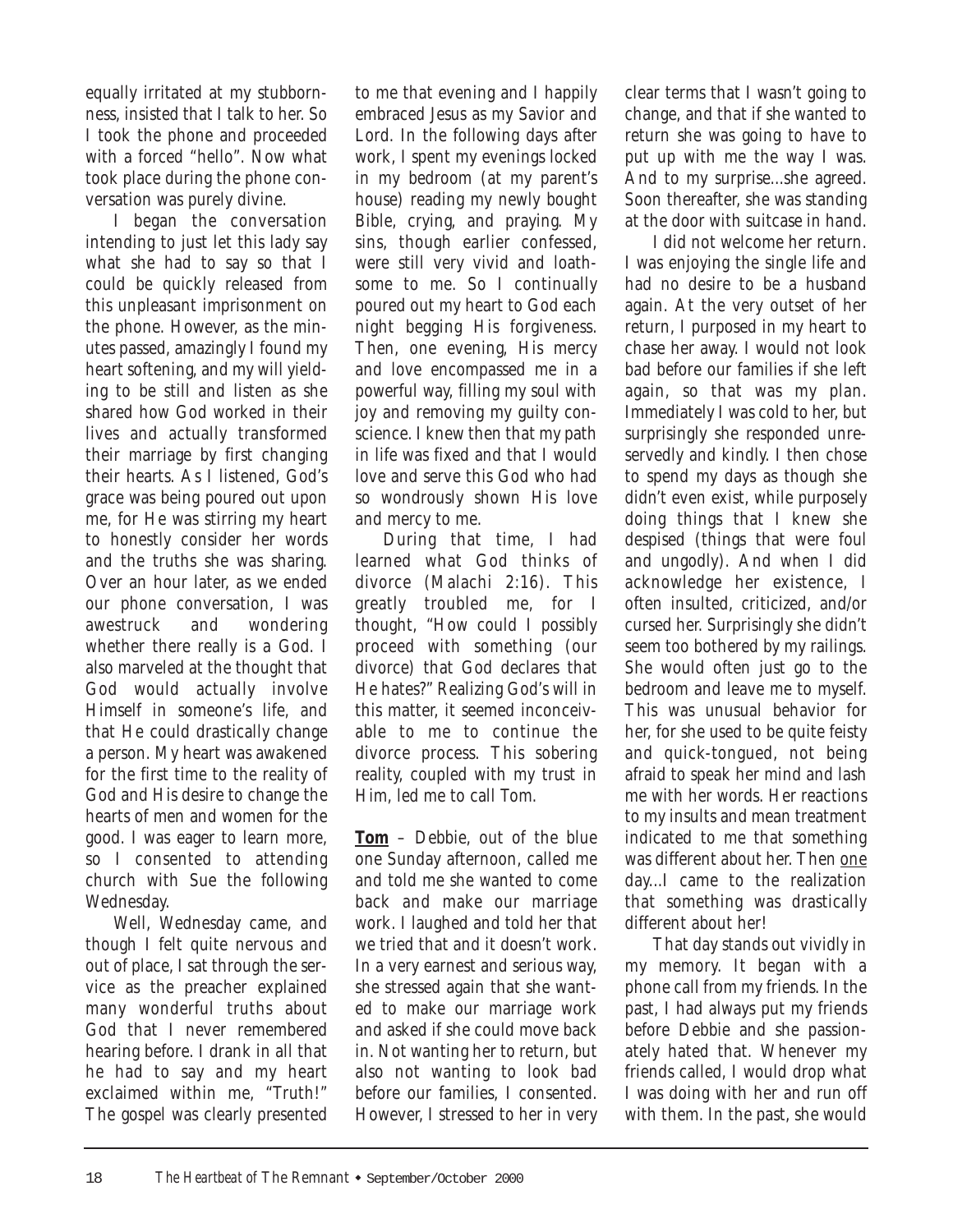equally irritated at my stubbornness, insisted that I talk to her. So I took the phone and proceeded with a forced "hello". Now what took place during the phone conversation was purely divine.

I began the conversation intending to just let this lady say what she had to say so that I could be quickly released from this unpleasant imprisonment on the phone. However, as the minutes passed, amazingly I found my heart softening, and my will yielding to be still and listen as she shared how God worked in their lives and actually transformed their marriage by first changing their hearts. As I listened, God's grace was being poured out upon me, for He was stirring my heart to honestly consider her words and the truths she was sharing. Over an hour later, as we ended our phone conversation, I was awestruck and wondering whether there really is a God. I also marveled at the thought that God would actually involve Himself in someone's life, and that He could drastically change a person. My heart was awakened for the first time to the reality of God and His desire to change the hearts of men and women for the good. I was eager to learn more, so I consented to attending church with Sue the following Wednesday.

Well, Wednesday came, and though I felt quite nervous and out of place, I sat through the service as the preacher explained many wonderful truths about God that I never remembered hearing before. I drank in all that he had to say and my heart exclaimed within me, "Truth!" The gospel was clearly presented to me that evening and I happily embraced Jesus as my Savior and Lord. In the following days after work, I spent my evenings locked in my bedroom (at my parent's house) reading my newly bought Bible, crying, and praying. My sins, though earlier confessed, were still very vivid and loathsome to me. So I continually poured out my heart to God each night begging His forgiveness. Then, one evening, His mercy and love encompassed me in a powerful way, filling my soul with joy and removing my guilty conscience. I knew then that my path in life was fixed and that I would love and serve this God who had so wondrously shown His love and mercy to me.

During that time, I had learned what God thinks of divorce (Malachi 2:16). This greatly troubled me, for I thought, "How could I possibly proceed with something (our divorce) that God declares that He hates?" Realizing God's will in this matter, it seemed inconceivable to me to continue the divorce process. This sobering reality, coupled with my trust in Him, led me to call Tom.

**Tom** – Debbie, out of the blue one Sunday afternoon, called me and told me she wanted to come back and make our marriage work. I laughed and told her that we tried that and it doesn't work. In a very earnest and serious way, she stressed again that she wanted to make our marriage work and asked if she could move back in. Not wanting her to return, but also not wanting to look bad before our families, I consented. However, I stressed to her in very clear terms that I wasn't going to change, and that if she wanted to return she was going to have to put up with me the way I was. And to my surprise…she agreed. Soon thereafter, she was standing at the door with suitcase in hand.

I did not welcome her return. I was enjoying the single life and had no desire to be a husband again. At the very outset of her return, I purposed in my heart to chase her away. I would not look bad before our families if she left again, so that was my plan. Immediately I was cold to her, but surprisingly she responded unreservedly and kindly. I then chose to spend my days as though she didn't even exist, while purposely doing things that I knew she despised (things that were foul and ungodly). And when I did acknowledge her existence, I often insulted, criticized, and/or cursed her. Surprisingly she didn't seem too bothered by my railings. She would often just go to the bedroom and leave me to myself. This was unusual behavior for her, for she used to be quite feisty and quick-tongued, not being afraid to speak her mind and lash me with her words. Her reactions to my insults and mean treatment indicated to me that something was different about her. Then <u>one</u> day…I came to the realization that something was drastically different about her!

That day stands out vividly in my memory. It began with a phone call from my friends. In the past, I had always put my friends before Debbie and she passionately hated that. Whenever my friends called, I would drop what I was doing with her and run off with them. In the past, she would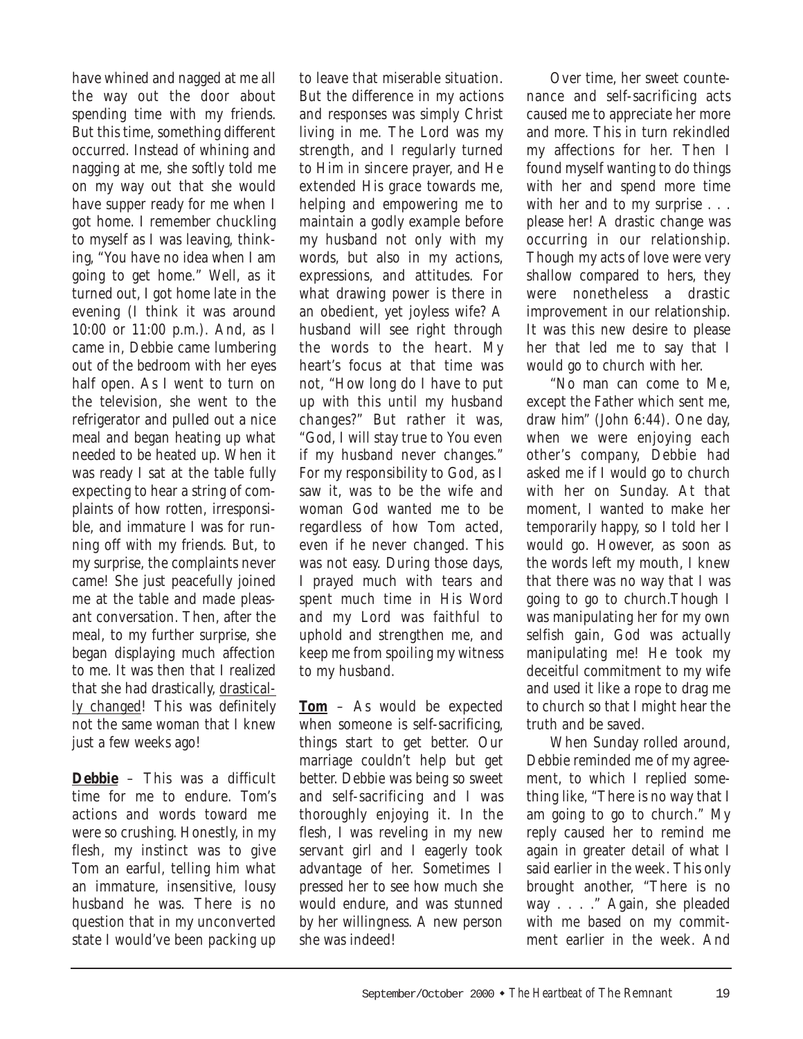have whined and nagged at me all the way out the door about spending time with my friends. But this time, something different occurred. Instead of whining and nagging at me, she softly told me on my way out that she would have supper ready for me when I got home. I remember chuckling to myself as I was leaving, thinking, "You have no idea when I am going to get home." Well, as it turned out, I got home late in the evening (I think it was around 10:00 or 11:00 p.m.). And, as I came in, Debbie came lumbering out of the bedroom with her eyes half open. As I went to turn on the television, she went to the refrigerator and pulled out a nice meal and began heating up what needed to be heated up. When it was ready I sat at the table fully expecting to hear a string of complaints of how rotten, irresponsible, and immature I was for running off with my friends. But, to my surprise, the complaints never came! She just peacefully joined me at the table and made pleasant conversation. Then, after the meal, to my further surprise, she began displaying much affection to me. It was then that I realized that she had drastically, drastically changed! This was definitely not the same woman that I knew just a few weeks ago!

**Debbie** – This was a difficult time for me to endure. Tom's actions and words toward me were so crushing. Honestly, in my flesh, my instinct was to give Tom an earful, telling him what an immature, insensitive, lousy husband he was. There is no question that in my unconverted state I would've been packing up to leave that miserable situation. But the difference in my actions and responses was simply Christ living in me. The Lord was my strength, and I regularly turned to Him in sincere prayer, and He extended His grace towards me, helping and empowering me to maintain a godly example before my husband not only with my words, but also in my actions, expressions, and attitudes. For what drawing power is there in an obedient, yet joyless wife? A husband will see right through the words to the heart. My heart's focus at that time was not, "How long do I have to put up with this until my husband changes?" But rather it was, "God, I will stay true to You even if my husband never changes." For my responsibility to God, as I saw it, was to be the wife and woman God wanted me to be regardless of how Tom acted, even if he never changed. This was not easy. During those days, I prayed much with tears and spent much time in His Word and my Lord was faithful to uphold and strengthen me, and keep me from spoiling my witness to my husband.

**Tom** – As would be expected when someone is self-sacrificing, things start to get better. Our marriage couldn't help but get better. Debbie was being so sweet and self-sacrificing and I was thoroughly enjoying it. In the flesh, I was reveling in my new servant girl and I eagerly took advantage of her. Sometimes I pressed her to see how much she would endure, and was stunned by her willingness. A new person she was indeed!

Over time, her sweet countenance and self-sacrificing acts caused me to appreciate her more and more. This in turn rekindled my affections for her. Then I found myself wanting to do things with her and spend more time with her and to my surprise . . . please her! A drastic change was occurring in our relationship. Though my acts of love were very shallow compared to hers, they were nonetheless a drastic improvement in our relationship. It was this new desire to please her that led me to say that I would go to church with her.

"No man can come to Me, except the Father which sent me, draw him" (John 6:44). One day, when we were enjoying each other's company, Debbie had asked me if I would go to church with her on Sunday. At that moment, I wanted to make her temporarily happy, so I told her I would go. However, as soon as the words left my mouth, I knew that there was no way that I was going to go to church.Though I was manipulating her for my own selfish gain, God was actually manipulating me! He took my deceitful commitment to my wife and used it like a rope to drag me to church so that I might hear the truth and be saved.

When Sunday rolled around, Debbie reminded me of my agreement, to which I replied something like, "There is no way that I am going to go to church." My reply caused her to remind me again in greater detail of what I said earlier in the week. This only brought another, "There is no way . . . ." Again, she pleaded with me based on my commitment earlier in the week. And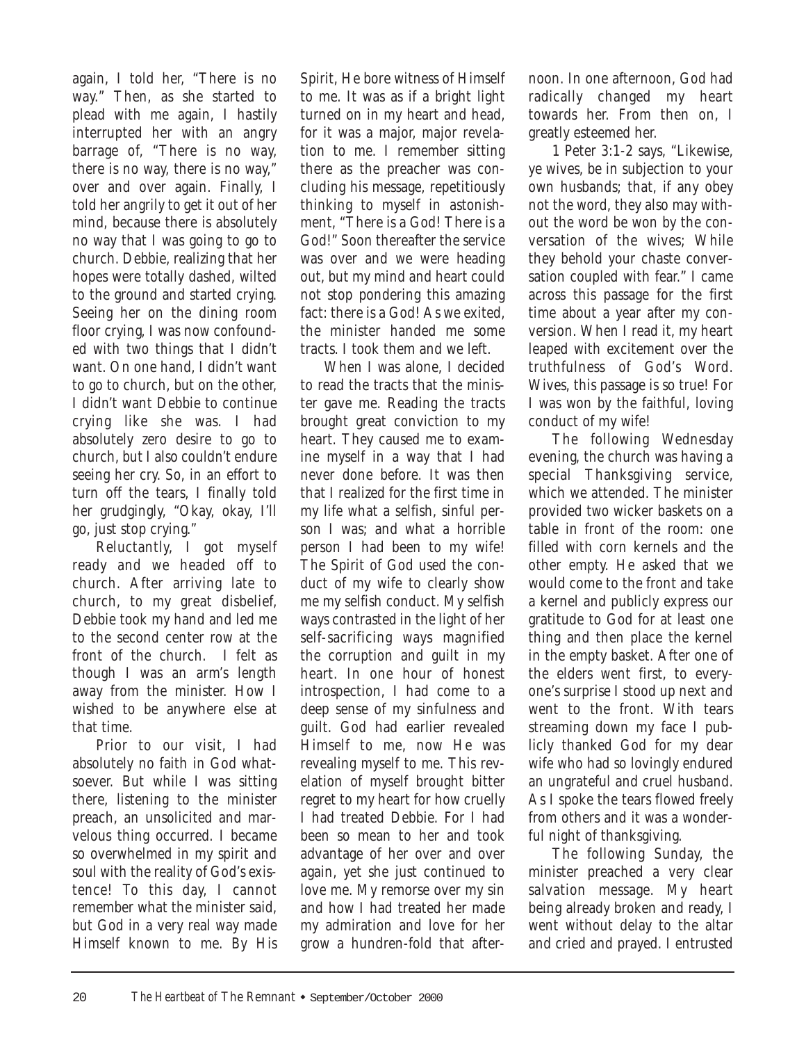again, I told her, "There is no way." Then, as she started to plead with me again, I hastily interrupted her with an angry barrage of, "There is no way, there is no way, there is no way," over and over again. Finally, I told her angrily to get it out of her mind, because there is absolutely no way that I was going to go to church. Debbie, realizing that her hopes were totally dashed, wilted to the ground and started crying. Seeing her on the dining room floor crying, I was now confounded with two things that I didn't want. On one hand, I didn't want to go to church, but on the other, I didn't want Debbie to continue crying like she was. I had absolutely zero desire to go to church, but I also couldn't endure seeing her cry. So, in an effort to turn off the tears, I finally told her grudgingly, "Okay, okay, I'll go, just stop crying."

Reluctantly, I got myself ready and we headed off to church. After arriving late to church, to my great disbelief, Debbie took my hand and led me to the second center row at the front of the church. I felt as though I was an arm's length away from the minister. How I wished to be anywhere else at that time.

Prior to our visit, I had absolutely no faith in God whatsoever. But while I was sitting there, listening to the minister preach, an unsolicited and marvelous thing occurred. I became so overwhelmed in my spirit and soul with the reality of God's existence! To this day, I cannot remember what the minister said, but God in a very real way made Himself known to me. By His Spirit, He bore witness of Himself to me. It was as if a bright light turned on in my heart and head, for it was a major, major revelation to me. I remember sitting there as the preacher was concluding his message, repetitiously thinking to myself in astonishment, "There is a God! There is a God!" Soon thereafter the service was over and we were heading out, but my mind and heart could not stop pondering this amazing fact: there is a God! As we exited, the minister handed me some tracts. I took them and we left.

When I was alone, I decided to read the tracts that the minister gave me. Reading the tracts brought great conviction to my heart. They caused me to examine myself in a way that I had never done before. It was then that I realized for the first time in my life what a selfish, sinful person I was; and what a horrible person I had been to my wife! The Spirit of God used the conduct of my wife to clearly show me my selfish conduct. My selfish ways contrasted in the light of her self-sacrificing ways magnified the corruption and guilt in my heart. In one hour of honest introspection, I had come to a deep sense of my sinfulness and guilt. God had earlier revealed Himself to me, now He was revealing myself to me. This revelation of myself brought bitter regret to my heart for how cruelly I had treated Debbie. For I had been so mean to her and took advantage of her over and over again, yet she just continued to love me. My remorse over my sin and how I had treated her made my admiration and love for her grow a hundren-fold that afternoon. In one afternoon, God had radically changed my heart towards her. From then on, I greatly esteemed her.

1 Peter 3:1-2 says, "Likewise, ye wives, be in subjection to your own husbands; that, if any obey not the word, they also may without the word be won by the conversation of the wives; While they behold your chaste conversation coupled with fear." I came across this passage for the first time about a year after my conversion. When I read it, my heart leaped with excitement over the truthfulness of God's Word. Wives, this passage is so true! For I was won by the faithful, loving conduct of my wife!

The following Wednesday evening, the church was having a special Thanksgiving service, which we attended. The minister provided two wicker baskets on a table in front of the room: one filled with corn kernels and the other empty. He asked that we would come to the front and take a kernel and publicly express our gratitude to God for at least one thing and then place the kernel in the empty basket. After one of the elders went first, to everyone's surprise I stood up next and went to the front. With tears streaming down my face I publicly thanked God for my dear wife who had so lovingly endured an ungrateful and cruel husband. As I spoke the tears flowed freely from others and it was a wonderful night of thanksgiving.

The following Sunday, the minister preached a very clear salvation message. My heart being already broken and ready, I went without delay to the altar and cried and prayed. I entrusted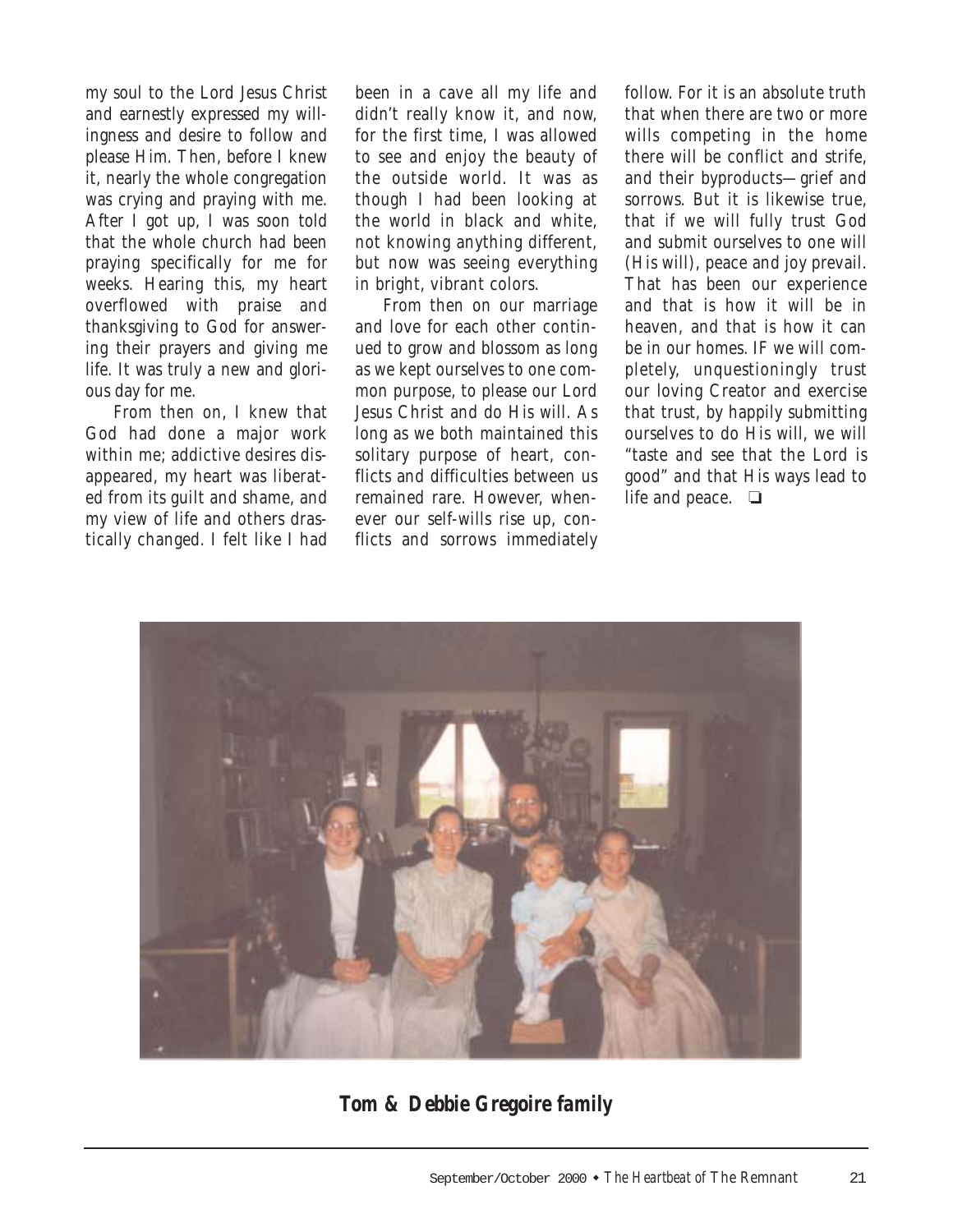my soul to the Lord Jesus Christ and earnestly expressed my willingness and desire to follow and please Him. Then, before I knew it, nearly the whole congregation was crying and praying with me. After I got up, I was soon told that the whole church had been praying specifically for me for weeks. Hearing this, my heart overflowed with praise and thanksgiving to God for answering their prayers and giving me life. It was truly a new and glorious day for me.

From then on, I knew that God had done a major work within me; addictive desires disappeared, my heart was liberated from its guilt and shame, and my view of life and others drastically changed. I felt like I had been in a cave all my life and didn't really know it, and now, for the first time, I was allowed to see and enjoy the beauty of the outside world. It was as though I had been looking at the world in black and white, not knowing anything different, but now was seeing everything in bright, vibrant colors.

From then on our marriage and love for each other continued to grow and blossom as long as we kept ourselves to one common purpose, to please our Lord Jesus Christ and do His will. As long as we both maintained this solitary purpose of heart, conflicts and difficulties between us remained rare. However, whenever our self-wills rise up, conflicts and sorrows immediately follow. For it is an absolute truth that when there are two or more wills competing in the home there will be conflict and strife, and their byproducts—grief and sorrows. But it is likewise true, that if we will fully trust God and submit ourselves to one will (His will), peace and joy prevail. That has been our experience and that is how it will be in heaven, and that is how it can be in our homes. IF we will completely, unquestioningly trust our loving Creator and exercise that trust, by happily submitting ourselves to do His will, we will "taste and see that the Lord is good" and that His ways lead to life and peace. ❑

**Tom & Debbie Gregoire family**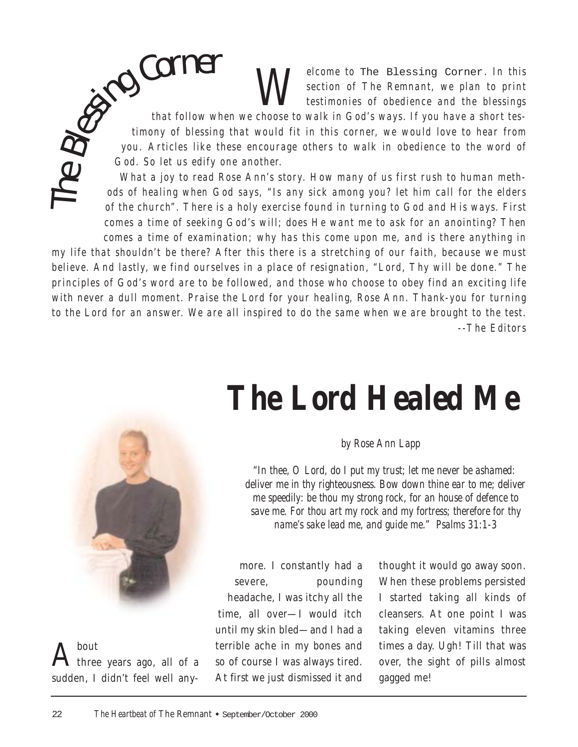## The Blessing Corner

Welcome to The Blessing Corner. In this section of The Remnant, we plan to print testimonies of obedience and the blessings that follow when we choose to walk in God's ways. If you have a short testimony of blessing that would fit in this corner, we would love to hear from you. Articles like these encourage others to walk in obedience to the word of God. So let us edify one another.

What a joy to read Rose Ann's story. How many of us first rush to human methods of healing when God says, "Is any sick among you? let him call for the elders of the church". There is a holy exercise found in turning to God and His ways. First comes a time of seeking God's will; does He want me to ask for an anointing? Then comes a time of examination; why has this come upon me, and is there anything in my life that shouldn't be there? After this there is a stretching of our faith, because we must believe. And lastly, we find ourselves in a place of resignation, "Lord, Thy will be done." The principles of God's word are to be followed, and those who choose to obey find an exciting life with never a dull moment. Praise the Lord for your healing, Rose Ann. Thank-you for turning to the Lord for an answer. We are all inspired to do the same when we are brought to the test.

--The Editors

# The Lord Healed Me

*by Rose Ann Lapp*

*"In thee, O Lord, do I put my trust; let me never be ashamed: deliver me in thy righteousness. Bow down thine ear to me; deliver me speedily: be thou my strong rock, for an house of defence to save me. For thou art my rock and my fortress; therefore for thy name's sake lead me, and guide me." Psalms 31:1-3*

About three years ago, all of a sudden, I didn't feel well anymore. I constantly had a severe, pounding headache, I was itchy all the time, all over—I would itch until my skin bled—and I had a terrible ache in my bones and so of course I was always tired. At first we just dismissed it and thought it would go away soon. When these problems persisted I started taking all kinds of cleansers. At one point I was taking eleven vitamins three times a day. Ugh! Till that was over, the sight of pills almost gagged me!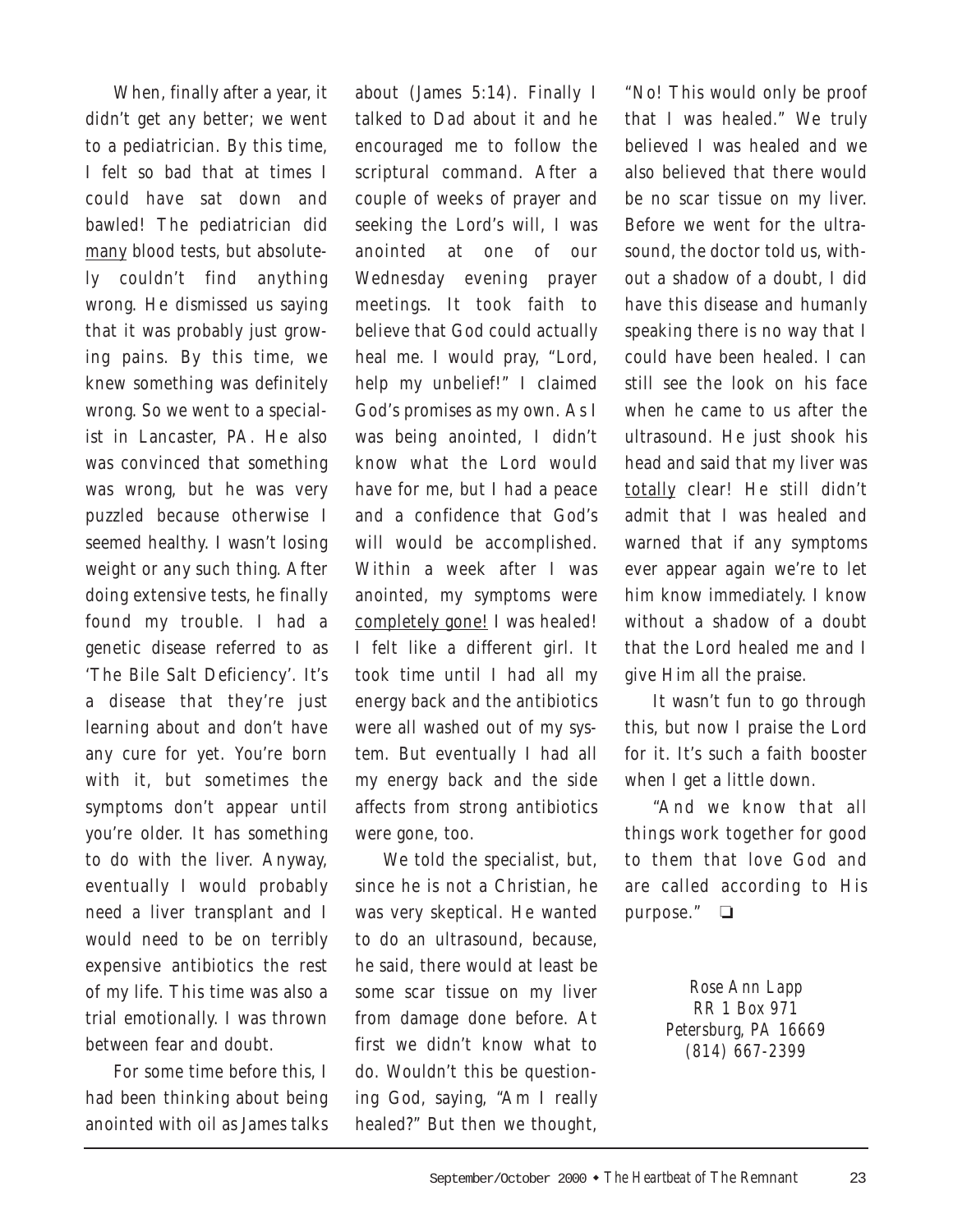When, finally after a year, it didn't get any better; we went to a pediatrician. By this time, I felt so bad that at times I could have sat down and bawled! The pediatrician did <u>many</u> blood tests, but absolutely couldn't find anything wrong. He dismissed us saying that it was probably just growing pains. By this time, we knew something was definitely wrong. So we went to a specialist in Lancaster, PA. He also was convinced that something was wrong, but he was very puzzled because otherwise I seemed healthy. I wasn't losing weight or any such thing. After doing extensive tests, he finally found my trouble. I had a genetic disease referred to as 'The Bile Salt Deficiency'. It's a disease that they're just learning about and don't have any cure for yet. You're born with it, but sometimes the symptoms don't appear until you're older. It has something to do with the liver. Anyway, eventually I would probably need a liver transplant and I would need to be on terribly expensive antibiotics the rest of my life. This time was also a trial emotionally. I was thrown between fear and doubt.

For some time before this, I had been thinking about being anointed with oil as James talks about (James 5:14). Finally I talked to Dad about it and he encouraged me to follow the scriptural command. After a couple of weeks of prayer and seeking the Lord's will, I was anointed at one of our Wednesday evening prayer meetings. It took faith to believe that God could actually heal me. I would pray, "Lord, help my unbelief!" I claimed God's promises as my own. As I was being anointed, I didn't know what the Lord would have for me, but I had a peace and a confidence that God's will would be accomplished. Within a week after I was anointed, my symptoms were <u>completely gone!</u> I was healed! I felt like a different girl. It took time until I had all my energy back and the antibiotics were all washed out of my system. But eventually I had all my energy back and the side affects from strong antibiotics were gone, too.

We told the specialist, but, since he is not a Christian, he was very skeptical. He wanted to do an ultrasound, because, he said, there would at least be some scar tissue on my liver from damage done before. At first we didn't know what to do. Wouldn't this be questioning God, saying, "Am I really healed?" But then we thought, "No! This would only be proof that I was healed." We truly believed I was healed and we also believed that there would be no scar tissue on my liver. Before we went for the ultrasound, the doctor told us, without a shadow of a doubt, I did have this disease and humanly speaking there is no way that I could have been healed. I can still see the look on his face when he came to us after the ultrasound. He just shook his head and said that my liver was <u>totally</u> clear! He still didn't admit that I was healed and warned that if any symptoms ever appear again we're to let him know immediately. I know without a shadow of a doubt that the Lord healed me and I give Him all the praise.

It wasn't fun to go through this, but now I praise the Lord for it. It's such a faith booster when I get a little down.

"And we know that all things work together for good to them that love God and are called according to His purpose." ❏

*Rose Ann Lapp*
*RR 1 Box 971*
*Petersburg, PA 16669*
*(814) 667-2399*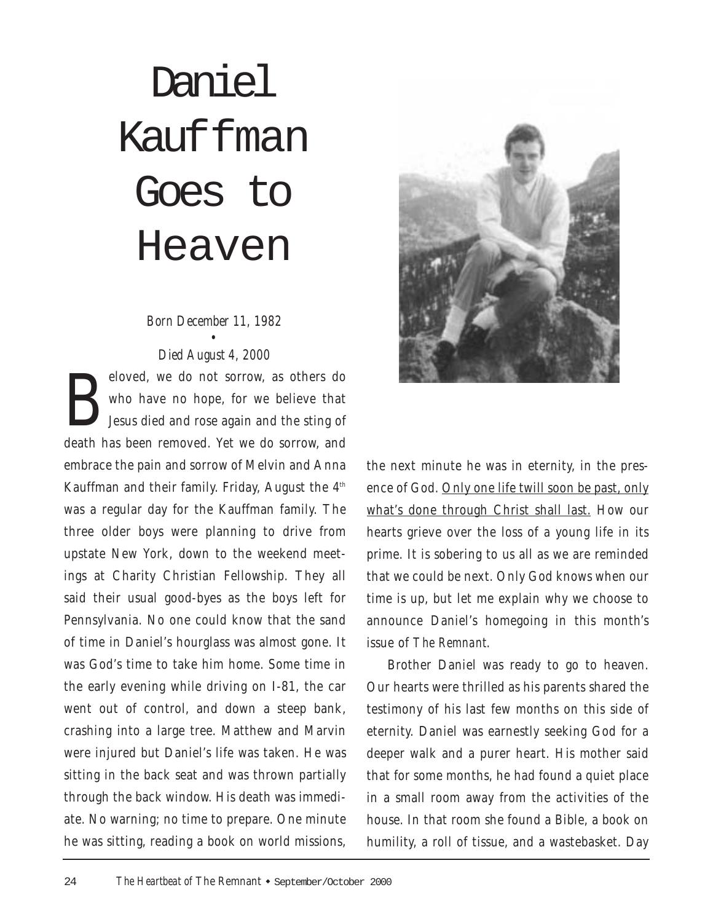# Daniel Kauffman Goes to Heaven

*Born December 11, 1982*
•
*Died August 4, 2000*

Beloved, we do not sorrow, as others do who have no hope, for we believe that Jesus died and rose again and the sting of death has been removed. Yet we do sorrow, and embrace the pain and sorrow of Melvin and Anna Kauffman and their family. Friday, August the 4th was a regular day for the Kauffman family. The three older boys were planning to drive from upstate New York, down to the weekend meetings at Charity Christian Fellowship. They all said their usual good-byes as the boys left for Pennsylvania. No one could know that the sand of time in Daniel's hourglass was almost gone. It was God's time to take him home. Some time in the early evening while driving on I-81, the car went out of control, and down a steep bank, crashing into a large tree. Matthew and Marvin were injured but Daniel's life was taken. He was sitting in the back seat and was thrown partially through the back window. His death was immediate. No warning; no time to prepare. One minute he was sitting, reading a book on world missions, the next minute he was in eternity, in the presence of God. Only one life twill soon be past, only what's done through Christ shall last. How our hearts grieve over the loss of a young life in its prime. It is sobering to us all as we are reminded that we could be next. Only God knows when our time is up, but let me explain why we choose to announce Daniel's homegoing in this month's issue of *The Remnant.*

Brother Daniel was ready to go to heaven. Our hearts were thrilled as his parents shared the testimony of his last few months on this side of eternity. Daniel was earnestly seeking God for a deeper walk and a purer heart. His mother said that for some months, he had found a quiet place in a small room away from the activities of the house. In that room she found a Bible, a book on humility, a roll of tissue, and a wastebasket. Day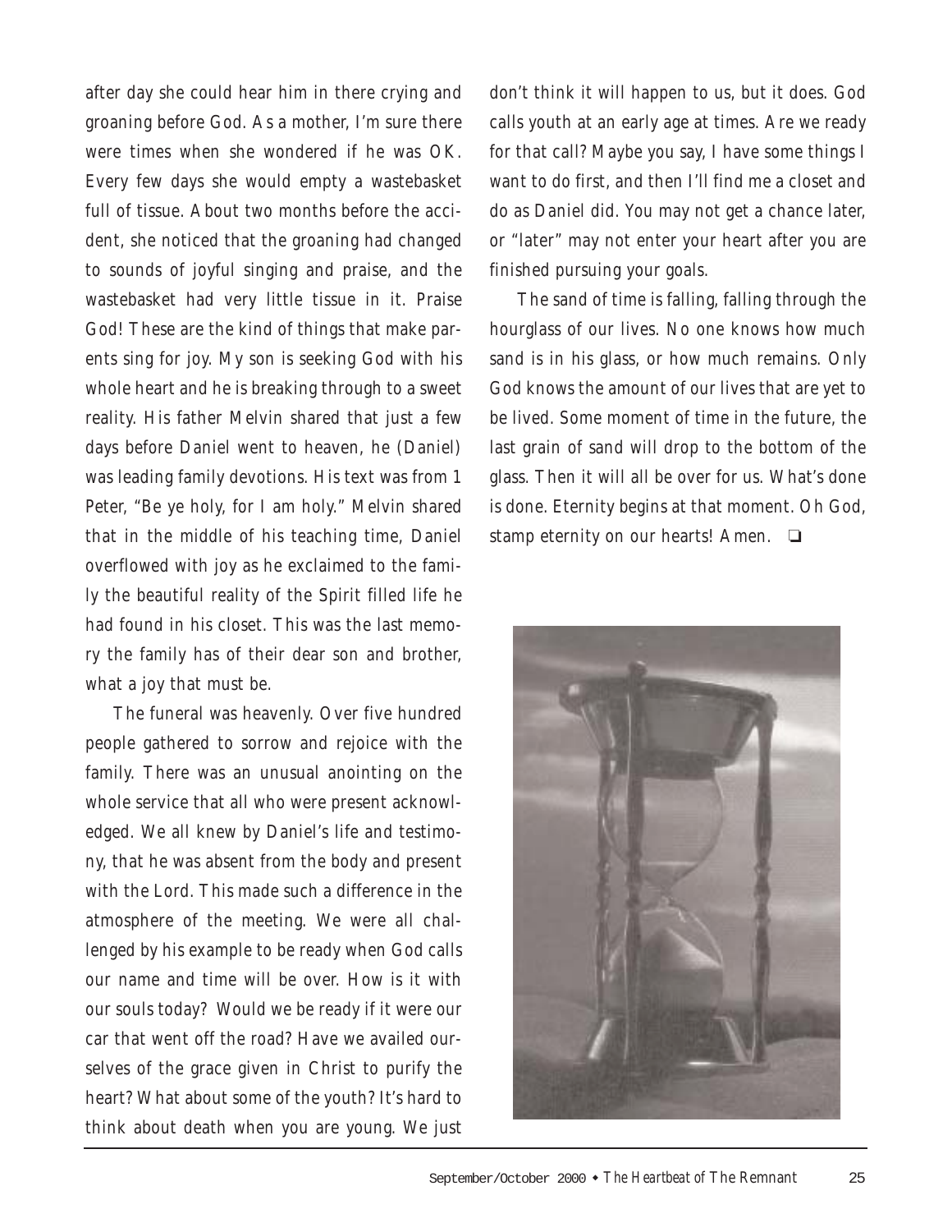after day she could hear him in there crying and groaning before God. As a mother, I'm sure there were times when she wondered if he was OK. Every few days she would empty a wastebasket full of tissue. About two months before the accident, she noticed that the groaning had changed to sounds of joyful singing and praise, and the wastebasket had very little tissue in it. Praise God! These are the kind of things that make parents sing for joy. My son is seeking God with his whole heart and he is breaking through to a sweet reality. His father Melvin shared that just a few days before Daniel went to heaven, he (Daniel) was leading family devotions. His text was from 1 Peter, "Be ye holy, for I am holy." Melvin shared that in the middle of his teaching time, Daniel overflowed with joy as he exclaimed to the family the beautiful reality of the Spirit filled life he had found in his closet. This was the last memory the family has of their dear son and brother, what a joy that must be.

The funeral was heavenly. Over five hundred people gathered to sorrow and rejoice with the family. There was an unusual anointing on the whole service that all who were present acknowledged. We all knew by Daniel's life and testimony, that he was absent from the body and present with the Lord. This made such a difference in the atmosphere of the meeting. We were all challenged by his example to be ready when God calls our name and time will be over. How is it with our souls today? Would we be ready if it were our car that went off the road? Have we availed ourselves of the grace given in Christ to purify the heart? What about some of the youth? It's hard to think about death when you are young. We just don't think it will happen to us, but it does. God calls youth at an early age at times. Are we ready for that call? Maybe you say, I have some things I want to do first, and then I'll find me a closet and do as Daniel did. You may not get a chance later, or "later" may not enter your heart after you are finished pursuing your goals.

The sand of time is falling, falling through the hourglass of our lives. No one knows how much sand is in his glass, or how much remains. Only God knows the amount of our lives that are yet to be lived. Some moment of time in the future, the last grain of sand will drop to the bottom of the glass. Then it will all be over for us. What's done is done. Eternity begins at that moment. Oh God, stamp eternity on our hearts! Amen. ❑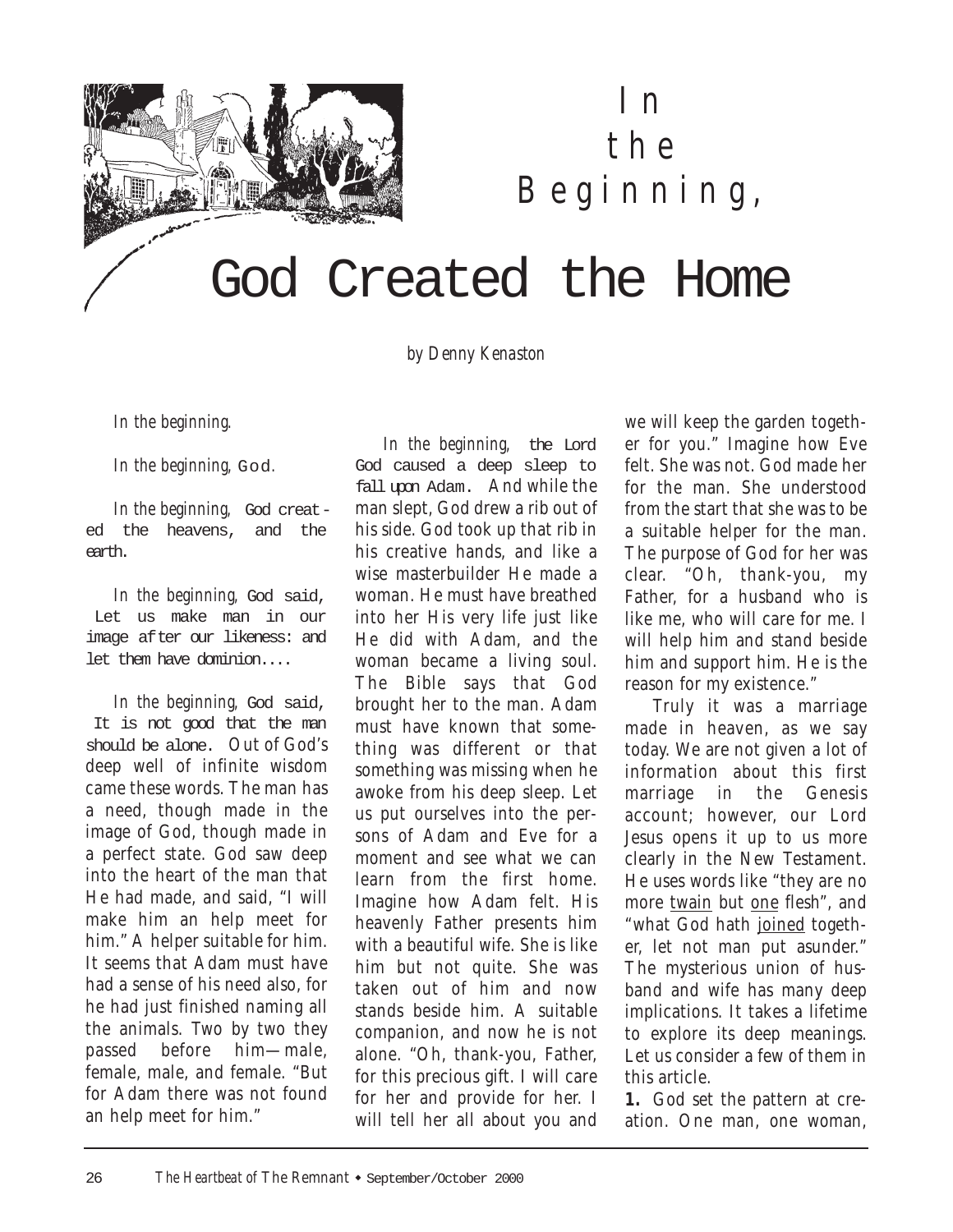# In the Beginning, God Created the Home

*by Denny Kenaston*

*In the beginning.*

*In the beginning,* God.

*In the beginning,* God created the heavens, and the earth.

*In the beginning,* God said, Let us make man in our image after our likeness: and let them have dominion....

*In the beginning,* God said, It is not good that the man should be alone. Out of God's deep well of infinite wisdom came these words. The man has a need, though made in the image of God, though made in a perfect state. God saw deep into the heart of the man that He had made, and said, "I will make him an help meet for him." A helper suitable for him. It seems that Adam must have had a sense of his need also, for he had just finished naming all the animals. Two by two they passed before him—male, female, male, and female. "But for Adam there was not found an help meet for him."

*In the beginning,* the Lord God caused a deep sleep to fall upon Adam. And while the man slept, God drew a rib out of his side. God took up that rib in his creative hands, and like a wise masterbuilder He made a woman. He must have breathed into her His very life just like He did with Adam, and the woman became a living soul. The Bible says that God brought her to the man. Adam must have known that something was different or that something was missing when he awoke from his deep sleep. Let us put ourselves into the persons of Adam and Eve for a moment and see what we can learn from the first home. Imagine how Adam felt. His heavenly Father presents him with a beautiful wife. She is like him but not quite. She was taken out of him and now stands beside him. A suitable companion, and now he is not alone. "Oh, thank-you, Father, for this precious gift. I will care for her and provide for her. I will tell her all about you and we will keep the garden together for you." Imagine how Eve felt. She was not. God made her for the man. She understood from the start that she was to be a suitable helper for the man. The purpose of God for her was clear. "Oh, thank-you, my Father, for a husband who is like me, who will care for me. I will help him and stand beside him and support him. He is the reason for my existence."

Truly it was a marriage made in heaven, as we say today. We are not given a lot of information about this first marriage in the Genesis account; however, our Lord Jesus opens it up to us more clearly in the New Testament. He uses words like "they are no more <u>twain</u> but <u>one</u> flesh", and "what God hath <u>joined</u> together, let not man put asunder." The mysterious union of husband and wife has many deep implications. It takes a lifetime to explore its deep meanings. Let us consider a few of them in this article.

**1.** God set the pattern at creation. One man, one woman,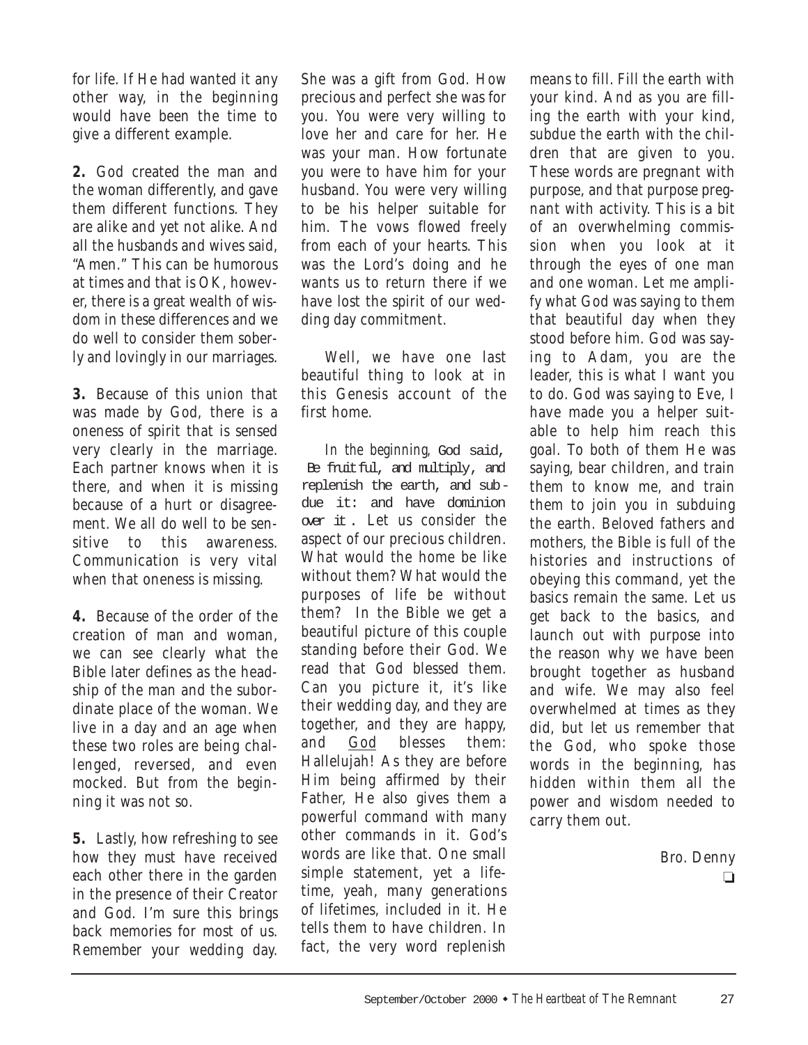for life. If He had wanted it any other way, in the beginning would have been the time to give a different example.

**2.** God created the man and the woman differently, and gave them different functions. They are alike and yet not alike. And all the husbands and wives said, "Amen." This can be humorous at times and that is OK, however, there is a great wealth of wisdom in these differences and we do well to consider them soberly and lovingly in our marriages.

**3.** Because of this union that was made by God, there is a oneness of spirit that is sensed very clearly in the marriage. Each partner knows when it is there, and when it is missing because of a hurt or disagreement. We all do well to be sensitive to this awareness. Communication is very vital when that oneness is missing.

**4.** Because of the order of the creation of man and woman, we can see clearly what the Bible later defines as the headship of the man and the subordinate place of the woman. We live in a day and an age when these two roles are being challenged, reversed, and even mocked. But from the beginning it was not so.

**5.** Lastly, how refreshing to see how they must have received each other there in the garden in the presence of their Creator and God. I'm sure this brings back memories for most of us. Remember your wedding day. She was a gift from God. How precious and perfect she was for you. You were very willing to love her and care for her. He was your man. How fortunate you were to have him for your husband. You were very willing to be his helper suitable for him. The vows flowed freely from each of your hearts. This was the Lord's doing and he wants us to return there if we have lost the spirit of our wedding day commitment.

Well, we have one last beautiful thing to look at in this Genesis account of the first home.

*In the beginning,* God said, *Be fruitful, and multiply,* and replenish the earth, and subdue it: and have dominion *over it.* Let us consider the aspect of our precious children. What would the home be like without them? What would the purposes of life be without them? In the Bible we get a beautiful picture of this couple standing before their God. We read that God blessed them. Can you picture it, it's like their wedding day, and they are together, and they are happy, and God blesses them: Hallelujah! As they are before Him being affirmed by their Father, He also gives them a powerful command with many other commands in it. God's words are like that. One small simple statement, yet a lifetime, yeah, many generations of lifetimes, included in it. He tells them to have children. In fact, the very word replenish means to fill. Fill the earth with your kind. And as you are filling the earth with your kind, subdue the earth with the children that are given to you. These words are pregnant with purpose, and that purpose pregnant with activity. This is a bit of an overwhelming commission when you look at it through the eyes of one man and one woman. Let me amplify what God was saying to them that beautiful day when they stood before him. God was saying to Adam, you are the leader, this is what I want you to do. God was saying to Eve, I have made you a helper suitable to help him reach this goal. To both of them He was saying, bear children, and train them to know me, and train them to join you in subduing the earth. Beloved fathers and mothers, the Bible is full of the histories and instructions of obeying this command, yet the basics remain the same. Let us get back to the basics, and launch out with purpose into the reason why we have been brought together as husband and wife. We may also feel overwhelmed at times as they did, but let us remember that the God, who spoke those words in the beginning, has hidden within them all the power and wisdom needed to carry them out.

*Bro. Denny*

❑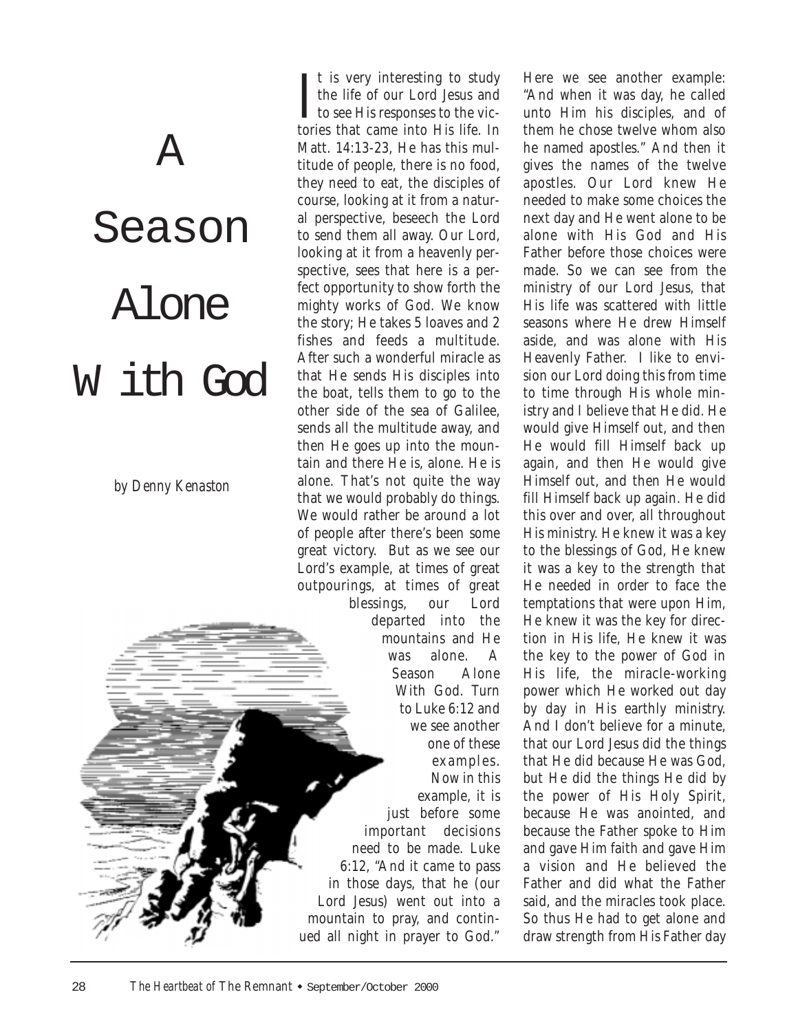# A Season Alone With God

*by Denny Kenaston*

It is very interesting to study the life of our Lord Jesus and to see His responses to the victories that came into His life. In Matt. 14:13-23, He has this multitude of people, there is no food, they need to eat, the disciples of course, looking at it from a natural perspective, beseech the Lord to send them all away. Our Lord, looking at it from a heavenly perspective, sees that here is a perfect opportunity to show forth the mighty works of God. We know the story; He takes 5 loaves and 2 fishes and feeds a multitude. After such a wonderful miracle as that He sends His disciples into the boat, tells them to go to the other side of the sea of Galilee, sends all the multitude away, and then He goes up into the mountain and there He is, alone. He is alone. That's not quite the way that we would probably do things. We would rather be around a lot of people after there's been some great victory. But as we see our Lord's example, at times of great outpourings, at times of great blessings, our Lord departed into the mountains and He was alone. A Season Alone With God. Turn to Luke 6:12 and we see another one of these examples. Now in this example, it is just before some important decisions need to be made. Luke 6:12, "And it came to pass in those days, that he (our Lord Jesus) went out into a mountain to pray, and continued all night in prayer to God." Here we see another example: "And when it was day, he called unto Him his disciples, and of them he chose twelve whom also he named apostles." And then it gives the names of the twelve apostles. Our Lord knew He needed to make some choices the next day and He went alone to be alone with His God and His Father before those choices were made. So we can see from the ministry of our Lord Jesus, that His life was scattered with little seasons where He drew Himself aside, and was alone with His Heavenly Father. I like to envision our Lord doing this from time to time through His whole ministry and I believe that He did. He would give Himself out, and then He would fill Himself back up again, and then He would give Himself out, and then He would fill Himself back up again. He did this over and over, all throughout His ministry. He knew it was a key to the blessings of God, He knew it was a key to the strength that He needed in order to face the temptations that were upon Him, He knew it was the key for direction in His life, He knew it was the key to the power of God in His life, the miracle-working power which He worked out day by day in His earthly ministry. And I don't believe for a minute, that our Lord Jesus did the things that He did because He was God, but He did the things He did by the power of His Holy Spirit, because He was anointed, and because the Father spoke to Him and gave Him faith and gave Him a vision and He believed the Father and did what the Father said, and the miracles took place. So thus He had to get alone and draw strength from His Father day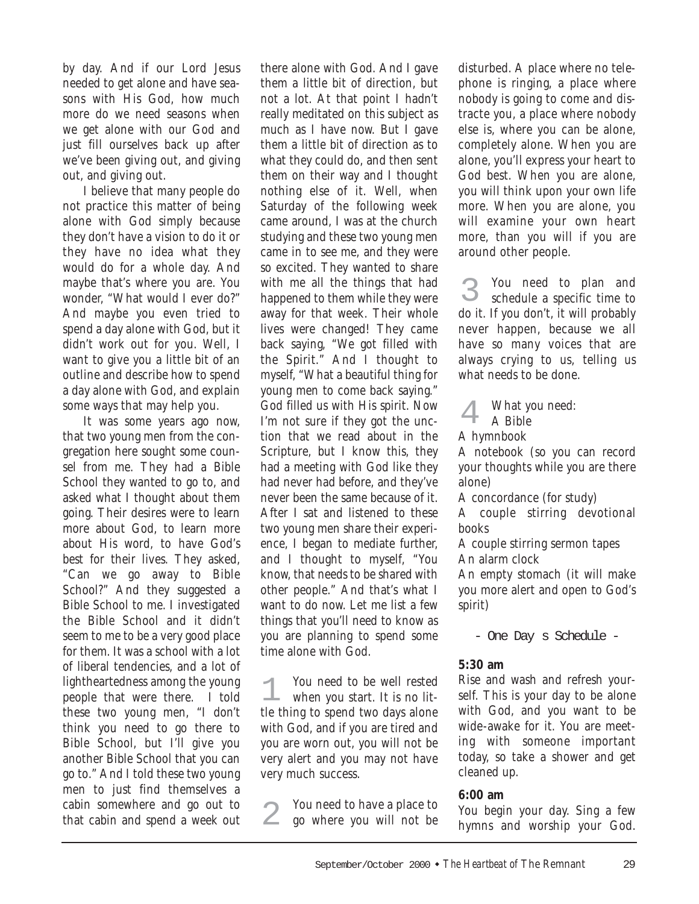by day. And if our Lord Jesus needed to get alone and have seasons with His God, how much more do we need seasons when we get alone with our God and just fill ourselves back up after we've been giving out, and giving out, and giving out.

I believe that many people do not practice this matter of being alone with God simply because they don't have a vision to do it or they have no idea what they would do for a whole day. And maybe that's where you are. You wonder, "What would I ever do?" And maybe you even tried to spend a day alone with God, but it didn't work out for you. Well, I want to give you a little bit of an outline and describe how to spend a day alone with God, and explain some ways that may help you.

It was some years ago now, that two young men from the congregation here sought some counsel from me. They had a Bible School they wanted to go to, and asked what I thought about them going. Their desires were to learn more about God, to learn more about His word, to have God's best for their lives. They asked, "Can we go away to Bible School?" And they suggested a Bible School to me. I investigated the Bible School and it didn't seem to me to be a very good place for them. It was a school with a lot of liberal tendencies, and a lot of lightheartedness among the young people that were there. I told these two young men, "I don't think you need to go there to Bible School, but I'll give you another Bible School that you can go to." And I told these two young men to just find themselves a cabin somewhere and go out to that cabin and spend a week out there alone with God. And I gave them a little bit of direction, but not a lot. At that point I hadn't really meditated on this subject as much as I have now. But I gave them a little bit of direction as to what they could do, and then sent them on their way and I thought nothing else of it. Well, when Saturday of the following week came around, I was at the church studying and these two young men came in to see me, and they were so excited. They wanted to share with me all the things that had happened to them while they were away for that week. Their whole lives were changed! They came back saying, "We got filled with the Spirit." And I thought to myself, "What a beautiful thing for young men to come back saying." God filled us with His spirit. Now I'm not sure if they got the unction that we read about in the Scripture, but I know this, they had a meeting with God like they had never had before, and they've never been the same because of it. After I sat and listened to these two young men share their experience, I began to mediate further, and I thought to myself, "You know, that needs to be shared with other people." And that's what I want to do now. Let me list a few things that you'll need to know as you are planning to spend some time alone with God.

1 You need to be well rested when you start. It is no little thing to spend two days alone with God, and if you are tired and you are worn out, you will not be very alert and you may not have very much success.

2 You need to have a place to go where you will not be disturbed. A place where no telephone is ringing, a place where nobody is going to come and distracte you, a place where nobody else is, where you can be alone, completely alone. When you are alone, you'll express your heart to God best. When you are alone, you will think upon your own life more. When you are alone, you will examine your own heart more, than you will if you are around other people.

3 You need to plan and schedule a specific time to do it. If you don't, it will probably never happen, because we all have so many voices that are always crying to us, telling us what needs to be done.

4 What you need:
A Bible
A hymnbook
A notebook (so you can record your thoughts while you are there alone)
A concordance (for study)
A couple stirring devotional books
A couple stirring sermon tapes
An alarm clock
An empty stomach (it will make you more alert and open to God's spirit)

- One Day s Schedule -

**5:30 am**
Rise and wash and refresh yourself. This is your day to be alone with God, and you want to be wide-awake for it. You are meeting with someone important today, so take a shower and get cleaned up.

**6:00 am**
You begin your day. Sing a few hymns and worship your God.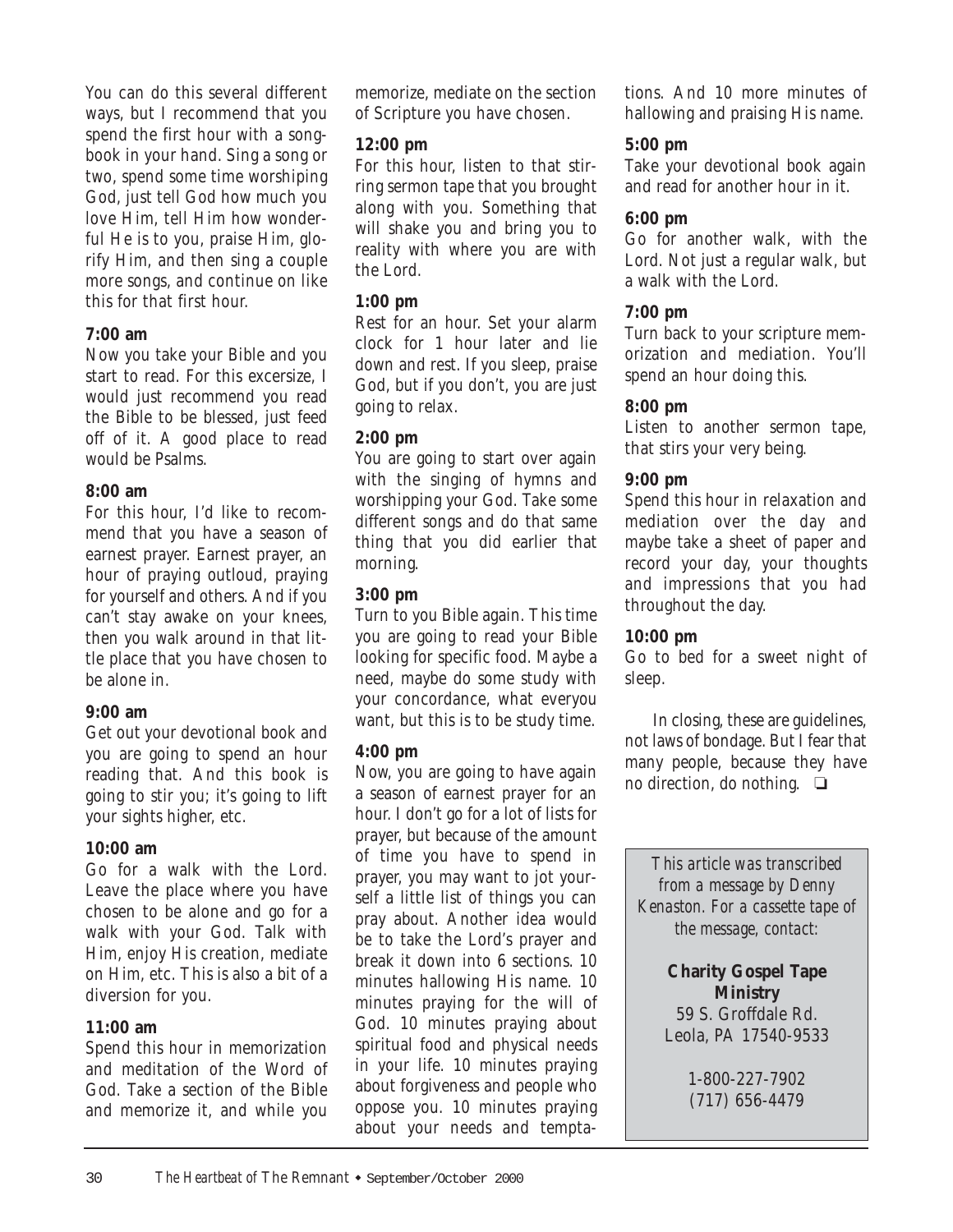You can do this several different ways, but I recommend that you spend the first hour with a songbook in your hand. Sing a song or two, spend some time worshiping God, just tell God how much you love Him, tell Him how wonderful He is to you, praise Him, glorify Him, and then sing a couple more songs, and continue on like this for that first hour.

**7:00 am**
Now you take your Bible and you start to read. For this excersize, I would just recommend you read the Bible to be blessed, just feed off of it. A good place to read would be Psalms.

**8:00 am**
For this hour, I'd like to recommend that you have a season of earnest prayer. Earnest prayer, an hour of praying outloud, praying for yourself and others. And if you can't stay awake on your knees, then you walk around in that little place that you have chosen to be alone in.

**9:00 am**
Get out your devotional book and you are going to spend an hour reading that. And this book is going to stir you; it's going to lift your sights higher, etc.

**10:00 am**
Go for a walk with the Lord. Leave the place where you have chosen to be alone and go for a walk with your God. Talk with Him, enjoy His creation, mediate on Him, etc. This is also a bit of a diversion for you.

**11:00 am**
Spend this hour in memorization and meditation of the Word of God. Take a section of the Bible and memorize it, and while you memorize, mediate on the section of Scripture you have chosen.

**12:00 pm**
For this hour, listen to that stirring sermon tape that you brought along with you. Something that will shake you and bring you to reality with where you are with the Lord.

**1:00 pm**
Rest for an hour. Set your alarm clock for 1 hour later and lie down and rest. If you sleep, praise God, but if you don't, you are just going to relax.

**2:00 pm**
You are going to start over again with the singing of hymns and worshipping your God. Take some different songs and do that same thing that you did earlier that morning.

**3:00 pm**
Turn to you Bible again. This time you are going to read your Bible looking for specific food. Maybe a need, maybe do some study with your concordance, what everyou want, but this is to be study time.

**4:00 pm**
Now, you are going to have again a season of earnest prayer for an hour. I don't go for a lot of lists for prayer, but because of the amount of time you have to spend in prayer, you may want to jot yourself a little list of things you can pray about. Another idea would be to take the Lord's prayer and break it down into 6 sections. 10 minutes hallowing His name. 10 minutes praying for the will of God. 10 minutes praying about spiritual food and physical needs in your life. 10 minutes praying about forgiveness and people who oppose you. 10 minutes praying about your needs and temptations. And 10 more minutes of hallowing and praising His name.

**5:00 pm**
Take your devotional book again and read for another hour in it.

**6:00 pm**
Go for another walk, with the Lord. Not just a regular walk, but a walk with the Lord.

**7:00 pm**
Turn back to your scripture memorization and mediation. You'll spend an hour doing this.

**8:00 pm**
Listen to another sermon tape, that stirs your very being.

**9:00 pm**
Spend this hour in relaxation and mediation over the day and maybe take a sheet of paper and record your day, your thoughts and impressions that you had throughout the day.

**10:00 pm**
Go to bed for a sweet night of sleep.

In closing, these are guidelines, not laws of bondage. But I fear that many people, because they have no direction, do nothing. ❏

*This article was transcribed from a message by Denny Kenaston. For a cassette tape of the message, contact:*

**Charity Gospel Tape Ministry**
59 S. Groffdale Rd.
Leola, PA 17540-9533

1-800-227-7902
(717) 656-4479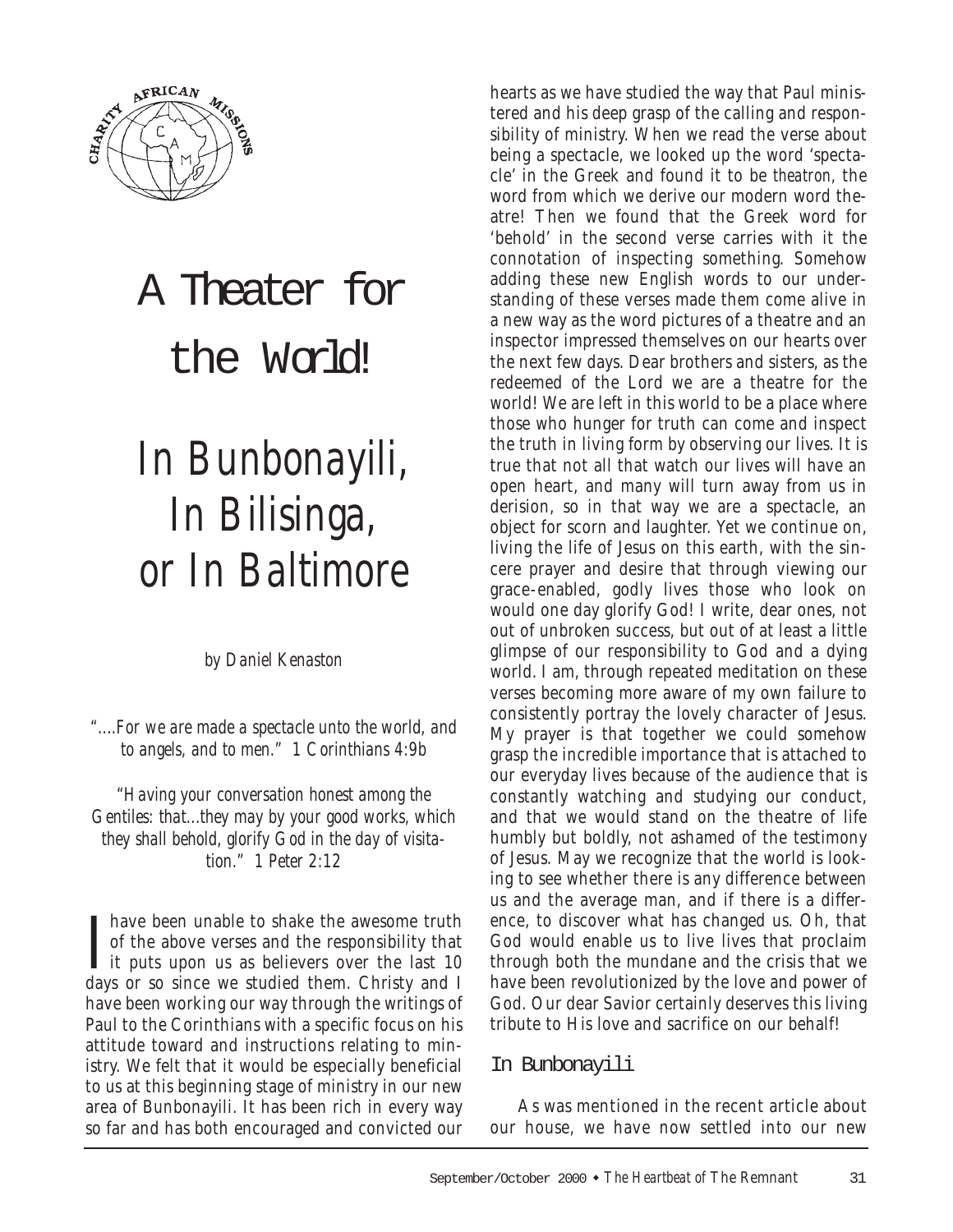# A Theater for the World!

## *In Bunbonayili, In Bilisinga, or In Baltimore*

*by Daniel Kenaston*

*"....For we are made a spectacle unto the world, and to angels, and to men." 1 Corinthians 4:9b*

*"Having your conversation honest among the Gentiles: that...they may by your good works, which they shall behold, glorify God in the day of visitation." 1 Peter 2:12*

I have been unable to shake the awesome truth of the above verses and the responsibility that it puts upon us as believers over the last 10 days or so since we studied them. Christy and I have been working our way through the writings of Paul to the Corinthians with a specific focus on his attitude toward and instructions relating to ministry. We felt that it would be especially beneficial to us at this beginning stage of ministry in our new area of Bunbonayili. It has been rich in every way so far and has both encouraged and convicted our hearts as we have studied the way that Paul ministered and his deep grasp of the calling and responsibility of ministry. When we read the verse about being a spectacle, we looked up the word 'spectacle' in the Greek and found it to be *theatron*, the word from which we derive our modern word theatre! Then we found that the Greek word for 'behold' in the second verse carries with it the connotation of inspecting something. Somehow adding these new English words to our understanding of these verses made them come alive in a new way as the word pictures of a theatre and an inspector impressed themselves on our hearts over the next few days. Dear brothers and sisters, as the redeemed of the Lord we are a theatre for the world! We are left in this world to be a place where those who hunger for truth can come and inspect the truth in living form by observing our lives. It is true that not all that watch our lives will have an open heart, and many will turn away from us in derision, so in that way we are a spectacle, an object for scorn and laughter. Yet we continue on, living the life of Jesus on this earth, with the sincere prayer and desire that through viewing our grace-enabled, godly lives those who look on would one day glorify God! I write, dear ones, not out of unbroken success, but out of at least a little glimpse of our responsibility to God and a dying world. I am, through repeated meditation on these verses becoming more aware of my own failure to consistently portray the lovely character of Jesus. My prayer is that together we could somehow grasp the incredible importance that is attached to our everyday lives because of the audience that is constantly watching and studying our conduct, and that we would stand on the theatre of life humbly but boldly, not ashamed of the testimony of Jesus. May we recognize that the world is looking to see whether there is any difference between us and the average man, and if there is a difference, to discover what has changed us. Oh, that God would enable us to live lives that proclaim through both the mundane and the crisis that we have been revolutionized by the love and power of God. Our dear Savior certainly deserves this living tribute to His love and sacrifice on our behalf!

### In Bunbonayili

As was mentioned in the recent article about our house, we have now settled into our new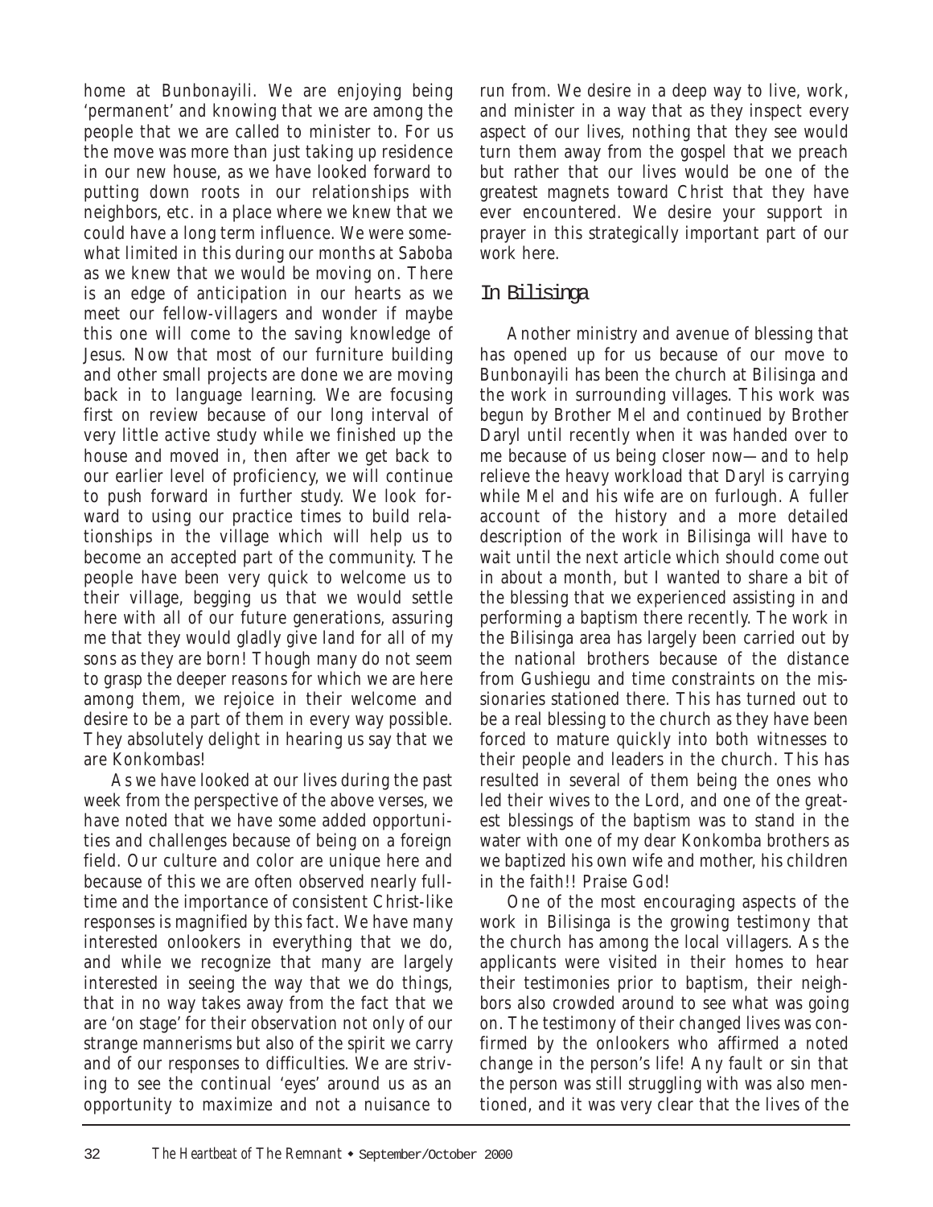home at Bunbonayili. We are enjoying being 'permanent' and knowing that we are among the people that we are called to minister to. For us the move was more than just taking up residence in our new house, as we have looked forward to putting down roots in our relationships with neighbors, etc. in a place where we knew that we could have a long term influence. We were somewhat limited in this during our months at Saboba as we knew that we would be moving on. There is an edge of anticipation in our hearts as we meet our fellow-villagers and wonder if maybe this one will come to the saving knowledge of Jesus. Now that most of our furniture building and other small projects are done we are moving back in to language learning. We are focusing first on review because of our long interval of very little active study while we finished up the house and moved in, then after we get back to our earlier level of proficiency, we will continue to push forward in further study. We look forward to using our practice times to build relationships in the village which will help us to become an accepted part of the community. The people have been very quick to welcome us to their village, begging us that we would settle here with all of our future generations, assuring me that they would gladly give land for all of my sons as they are born! Though many do not seem to grasp the deeper reasons for which we are here among them, we rejoice in their welcome and desire to be a part of them in every way possible. They absolutely delight in hearing us say that we are Konkombas!

As we have looked at our lives during the past week from the perspective of the above verses, we have noted that we have some added opportunities and challenges because of being on a foreign field. Our culture and color are unique here and because of this we are often observed nearly full-time and the importance of consistent Christ-like responses is magnified by this fact. We have many interested onlookers in everything that we do, and while we recognize that many are largely interested in seeing the way that we do things, that in no way takes away from the fact that we are 'on stage' for their observation not only of our strange mannerisms but also of the spirit we carry and of our responses to difficulties. We are striving to see the continual 'eyes' around us as an opportunity to maximize and not a nuisance to run from. We desire in a deep way to live, work, and minister in a way that as they inspect every aspect of our lives, nothing that they see would turn them away from the gospel that we preach but rather that our lives would be one of the greatest magnets toward Christ that they have ever encountered. We desire your support in prayer in this strategically important part of our work here.

## In Bilisinga

Another ministry and avenue of blessing that has opened up for us because of our move to Bunbonayili has been the church at Bilisinga and the work in surrounding villages. This work was begun by Brother Mel and continued by Brother Daryl until recently when it was handed over to me because of us being closer now—and to help relieve the heavy workload that Daryl is carrying while Mel and his wife are on furlough. A fuller account of the history and a more detailed description of the work in Bilisinga will have to wait until the next article which should come out in about a month, but I wanted to share a bit of the blessing that we experienced assisting in and performing a baptism there recently. The work in the Bilisinga area has largely been carried out by the national brothers because of the distance from Gushiegu and time constraints on the missionaries stationed there. This has turned out to be a real blessing to the church as they have been forced to mature quickly into both witnesses to their people and leaders in the church. This has resulted in several of them being the ones who led their wives to the Lord, and one of the greatest blessings of the baptism was to stand in the water with one of my dear Konkomba brothers as we baptized his own wife and mother, his children in the faith!! Praise God!

One of the most encouraging aspects of the work in Bilisinga is the growing testimony that the church has among the local villagers. As the applicants were visited in their homes to hear their testimonies prior to baptism, their neighbors also crowded around to see what was going on. The testimony of their changed lives was confirmed by the onlookers who affirmed a noted change in the person's life! Any fault or sin that the person was still struggling with was also mentioned, and it was very clear that the lives of the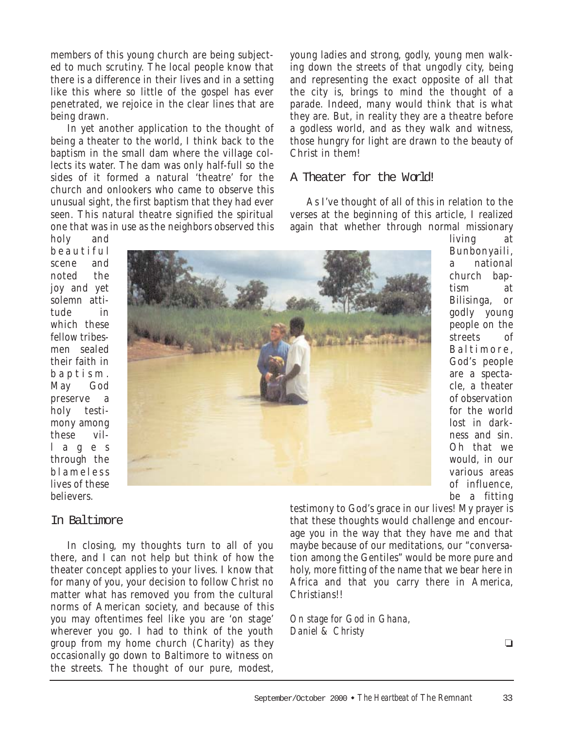members of this young church are being subjected to much scrutiny. The local people know that there is a difference in their lives and in a setting like this where so little of the gospel has ever penetrated, we rejoice in the clear lines that are being drawn.

In yet another application to the thought of being a theater to the world, I think back to the baptism in the small dam where the village collects its water. The dam was only half-full so the sides of it formed a natural 'theatre' for the church and onlookers who came to observe this unusual sight, the first baptism that they had ever seen. This natural theatre signified the spiritual one that was in use as the neighbors observed this holy and beautiful scene and noted the joy and yet solemn attitude in which these fellow tribesmen sealed their faith in baptism. May God preserve a holy testimony among these villages through the blameless lives of these believers.

## In Baltimore

In closing, my thoughts turn to all of you there, and I can not help but think of how the theater concept applies to your lives. I know that for many of you, your decision to follow Christ no matter what has removed you from the cultural norms of American society, and because of this you may oftentimes feel like you are 'on stage' wherever you go. I had to think of the youth group from my home church (Charity) as they occasionally go down to Baltimore to witness on the streets. The thought of our pure, modest, young ladies and strong, godly, young men walking down the streets of that ungodly city, being and representing the exact opposite of all that the city is, brings to mind the thought of a parade. Indeed, many would think that is what they are. But, in reality they are a theatre before a godless world, and as they walk and witness, those hungry for light are drawn to the beauty of Christ in them!

## A Theater for the World!

As I've thought of all of this in relation to the verses at the beginning of this article, I realized again that whether through normal missionary living at Bunbonyaili, a national church baptism at Bilisinga, or godly young people on the streets of Baltimore, God's people are a spectacle, a theater of observation for the world lost in darkness and sin. Oh that we would, in our various areas of influence, be a fitting testimony to God's grace in our lives! My prayer is that these thoughts would challenge and encourage you in the way that they have me and that maybe because of our meditations, our "conversation among the Gentiles" would be more pure and holy, more fitting of the name that we bear here in Africa and that you carry there in America, Christians!!

*On stage for God in Ghana,*
*Daniel & Christy*

❑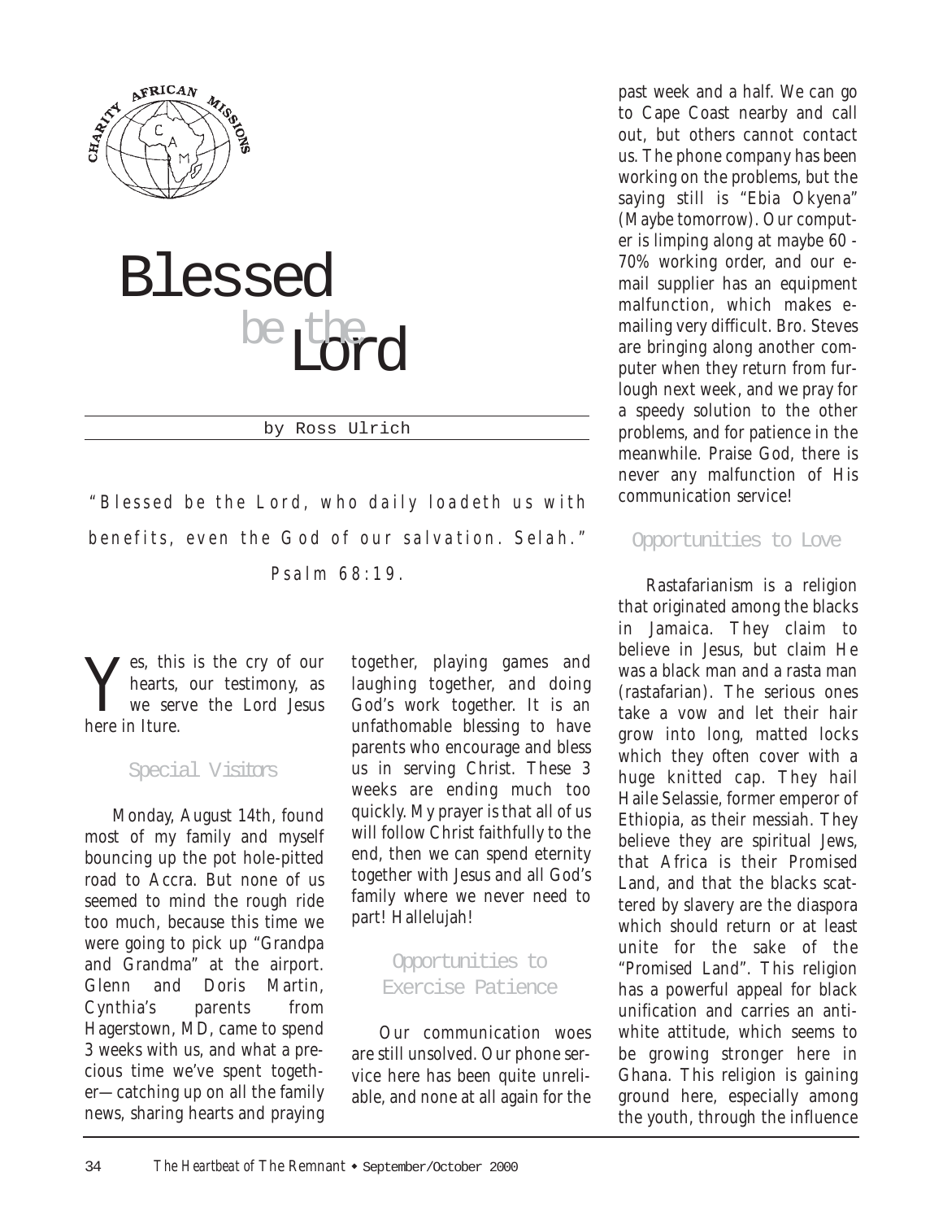CHARITY AFRICAN MISSIONS

# Blessed be the Lord

by Ross Ulrich

*"Blessed be the Lord, who daily loadeth us with benefits, even the God of our salvation. Selah." Psalm 68:19.*

Yes, this is the cry of our hearts, our testimony, as we serve the Lord Jesus here in Iture.

## Special Visitors

Monday, August 14th, found most of my family and myself bouncing up the pot hole-pitted road to Accra. But none of us seemed to mind the rough ride too much, because this time we were going to pick up "Grandpa and Grandma" at the airport. Glenn and Doris Martin, Cynthia's parents from Hagerstown, MD, came to spend 3 weeks with us, and what a precious time we've spent together—catching up on all the family news, sharing hearts and praying together, playing games and laughing together, and doing God's work together. It is an unfathomable blessing to have parents who encourage and bless us in serving Christ. These 3 weeks are ending much too quickly. My prayer is that all of us will follow Christ faithfully to the end, then we can spend eternity together with Jesus and all God's family where we never need to part! Hallelujah!

## Opportunities to Exercise Patience

Our communication woes are still unsolved. Our phone service here has been quite unreliable, and none at all again for the past week and a half. We can go to Cape Coast nearby and call out, but others cannot contact us. The phone company has been working on the problems, but the saying still is "Ebia Okyena" (Maybe tomorrow). Our computer is limping along at maybe 60 - 70% working order, and our e-mail supplier has an equipment malfunction, which makes e-mailing very difficult. Bro. Steves are bringing along another computer when they return from furlough next week, and we pray for a speedy solution to the other problems, and for patience in the meanwhile. Praise God, there is never any malfunction of His communication service!

## Opportunities to Love

Rastafarianism is a religion that originated among the blacks in Jamaica. They claim to believe in Jesus, but claim He was a black man and a rasta man (rastafarian). The serious ones take a vow and let their hair grow into long, matted locks which they often cover with a huge knitted cap. They hail Haile Selassie, former emperor of Ethiopia, as their messiah. They believe they are spiritual Jews, that Africa is their Promised Land, and that the blacks scattered by slavery are the diaspora which should return or at least unite for the sake of the "Promised Land". This religion has a powerful appeal for black unification and carries an anti-white attitude, which seems to be growing stronger here in Ghana. This religion is gaining ground here, especially among the youth, through the influence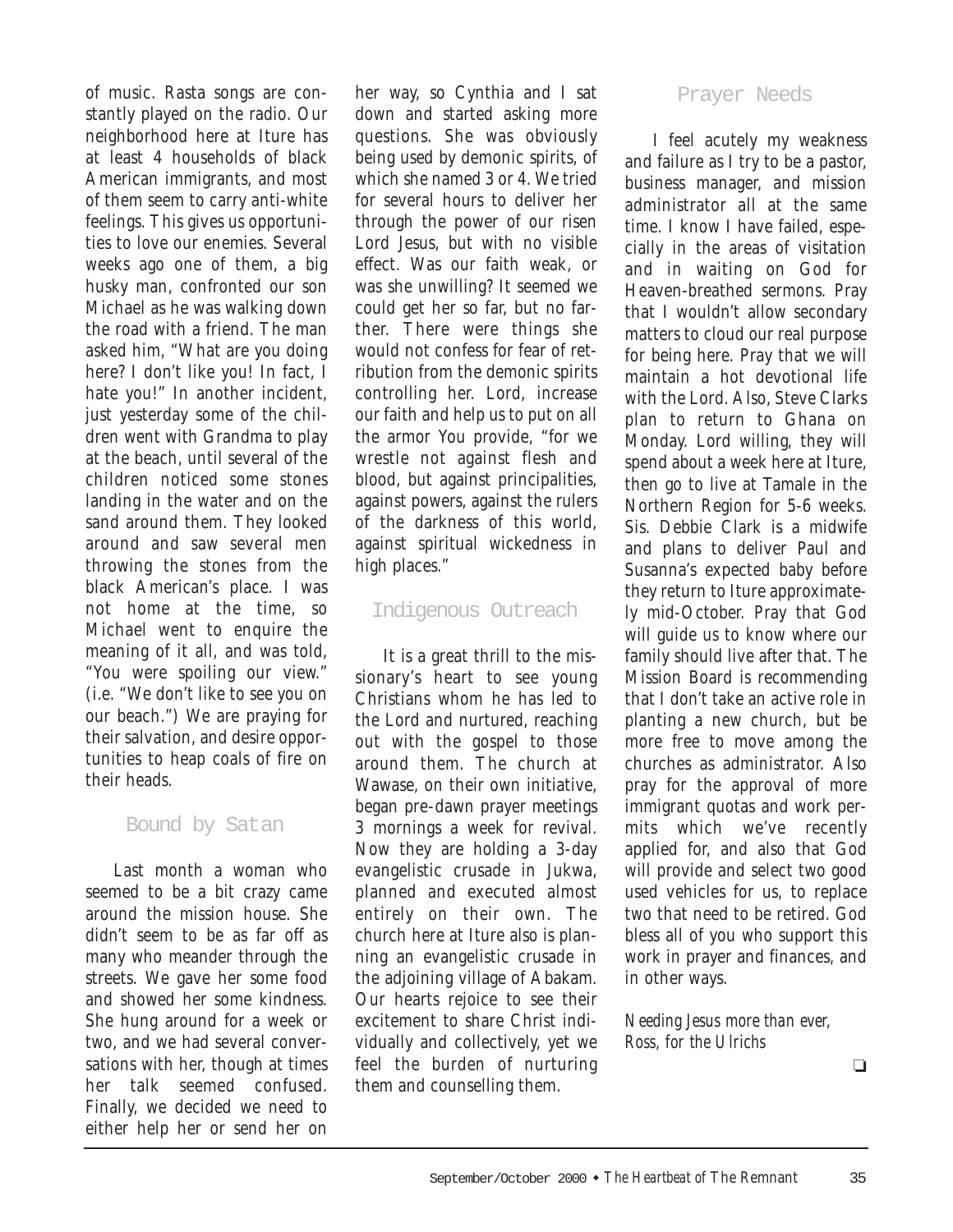of music. Rasta songs are constantly played on the radio. Our neighborhood here at Iture has at least 4 households of black American immigrants, and most of them seem to carry anti-white feelings. This gives us opportunities to love our enemies. Several weeks ago one of them, a big husky man, confronted our son Michael as he was walking down the road with a friend. The man asked him, "What are you doing here? I don't like you! In fact, I hate you!" In another incident, just yesterday some of the children went with Grandma to play at the beach, until several of the children noticed some stones landing in the water and on the sand around them. They looked around and saw several men throwing the stones from the black American's place. I was not home at the time, so Michael went to enquire the meaning of it all, and was told, "You were spoiling our view." (i.e. "We don't like to see you on our beach.") We are praying for their salvation, and desire opportunities to heap coals of fire on their heads.

## Bound by Satan

Last month a woman who seemed to be a bit crazy came around the mission house. She didn't seem to be as far off as many who meander through the streets. We gave her some food and showed her some kindness. She hung around for a week or two, and we had several conversations with her, though at times her talk seemed confused. Finally, we decided we need to either help her or send her on her way, so Cynthia and I sat down and started asking more questions. She was obviously being used by demonic spirits, of which she named 3 or 4. We tried for several hours to deliver her through the power of our risen Lord Jesus, but with no visible effect. Was our faith weak, or was she unwilling? It seemed we could get her so far, but no farther. There were things she would not confess for fear of retribution from the demonic spirits controlling her. Lord, increase our faith and help us to put on all the armor You provide, "for we wrestle not against flesh and blood, but against principalities, against powers, against the rulers of the darkness of this world, against spiritual wickedness in high places."

## Indigenous Outreach

It is a great thrill to the missionary's heart to see young Christians whom he has led to the Lord and nurtured, reaching out with the gospel to those around them. The church at Wawase, on their own initiative, began pre-dawn prayer meetings 3 mornings a week for revival. Now they are holding a 3-day evangelistic crusade in Jukwa, planned and executed almost entirely on their own. The church here at Iture also is planning an evangelistic crusade in the adjoining village of Abakam. Our hearts rejoice to see their excitement to share Christ individually and collectively, yet we feel the burden of nurturing them and counselling them.

## Prayer Needs

I feel acutely my weakness and failure as I try to be a pastor, business manager, and mission administrator all at the same time. I know I have failed, especially in the areas of visitation and in waiting on God for Heaven-breathed sermons. Pray that I wouldn't allow secondary matters to cloud our real purpose for being here. Pray that we will maintain a hot devotional life with the Lord. Also, Steve Clarks plan to return to Ghana on Monday. Lord willing, they will spend about a week here at Iture, then go to live at Tamale in the Northern Region for 5-6 weeks. Sis. Debbie Clark is a midwife and plans to deliver Paul and Susanna's expected baby before they return to Iture approximately mid-October. Pray that God will guide us to know where our family should live after that. The Mission Board is recommending that I don't take an active role in planting a new church, but be more free to move among the churches as administrator. Also pray for the approval of more immigrant quotas and work permits which we've recently applied for, and also that God will provide and select two good used vehicles for us, to replace two that need to be retired. God bless all of you who support this work in prayer and finances, and in other ways.

*Needing Jesus more than ever,*
*Ross, for the Ulrichs*

❑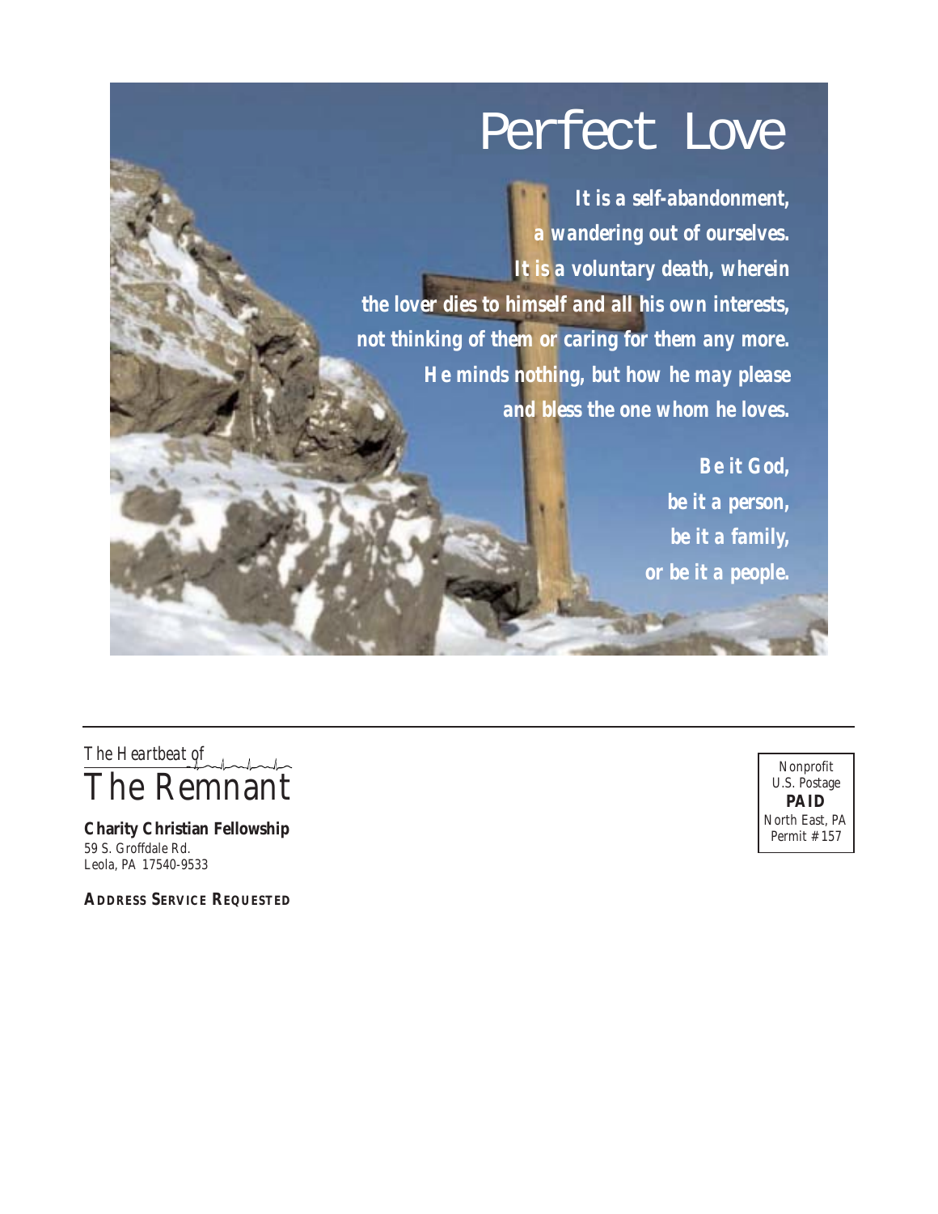# Perfect Love

***It is a self-abandonment,***
***a wandering out of ourselves.***
***It is a voluntary death, wherein***
***the lover dies to himself and all his own interests,***
***not thinking of them or caring for them any more.***
***He minds nothing, but how he may please***
***and bless the one whom he loves.***

***Be it God,***
***be it a person,***
***be it a family,***
***or be it a people.***

---

*The Heartbeat of*
The Remnant

**Charity Christian Fellowship**
59 S. Groffdale Rd.
Leola, PA 17540-9533

**ADDRESS SERVICE REQUESTED**

Nonprofit
U.S. Postage
**PAID**
North East, PA
Permit #157